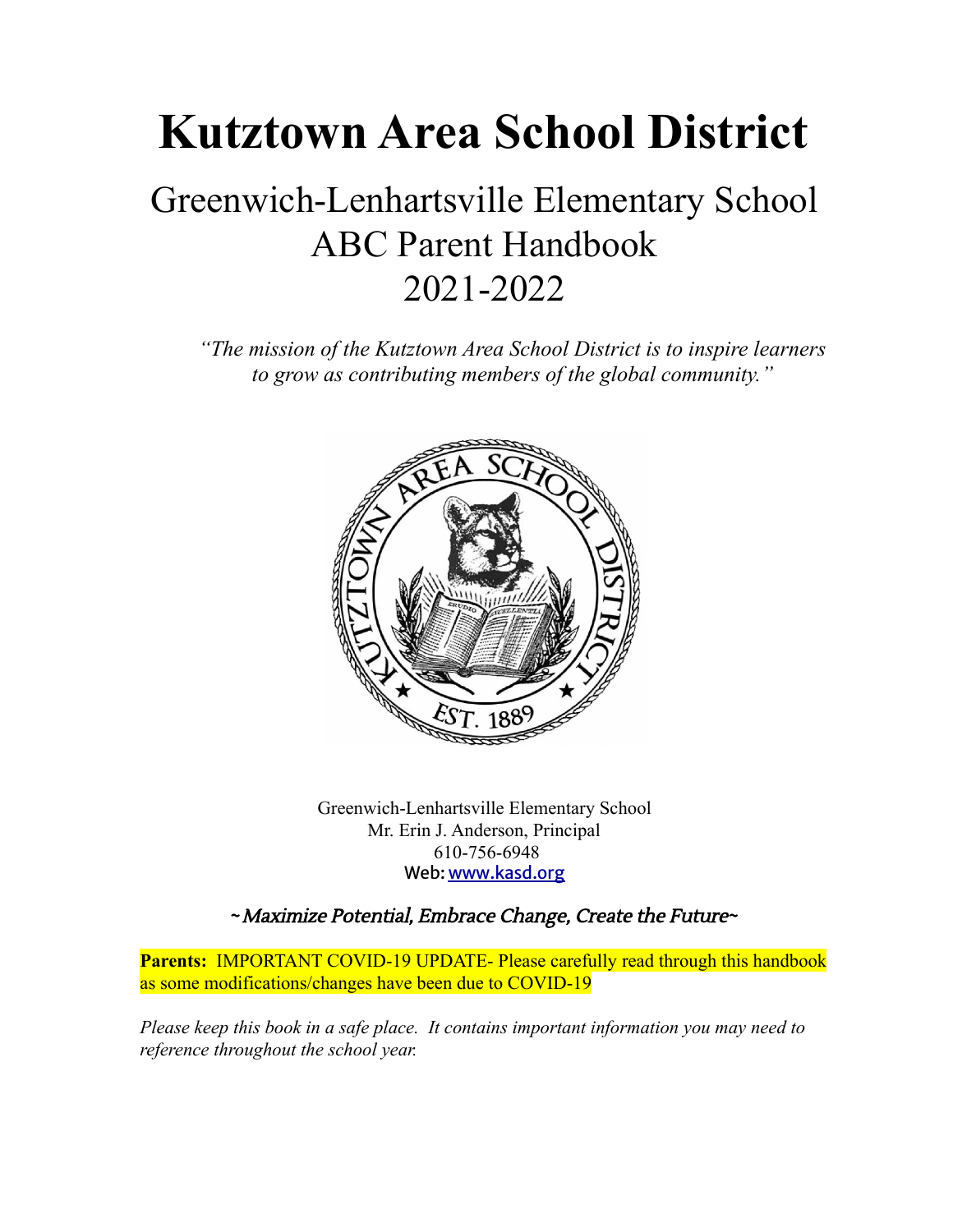# Kutztown Area School District

## Greenwich-Lenhartsville Elementary School
## ABC Parent Handbook
## 2021-2022

*"The mission of the Kutztown Area School District is to inspire learners to grow as contributing members of the global community."*

Greenwich-Lenhartsville Elementary School
Mr. Erin J. Anderson, Principal
610-756-6948
Web: www.kasd.org

*~Maximize Potential, Embrace Change, Create the Future~*

**Parents:** IMPORTANT COVID-19 UPDATE- Please carefully read through this handbook as some modifications/changes have been due to COVID-19

*Please keep this book in a safe place. It contains important information you may need to reference throughout the school year.*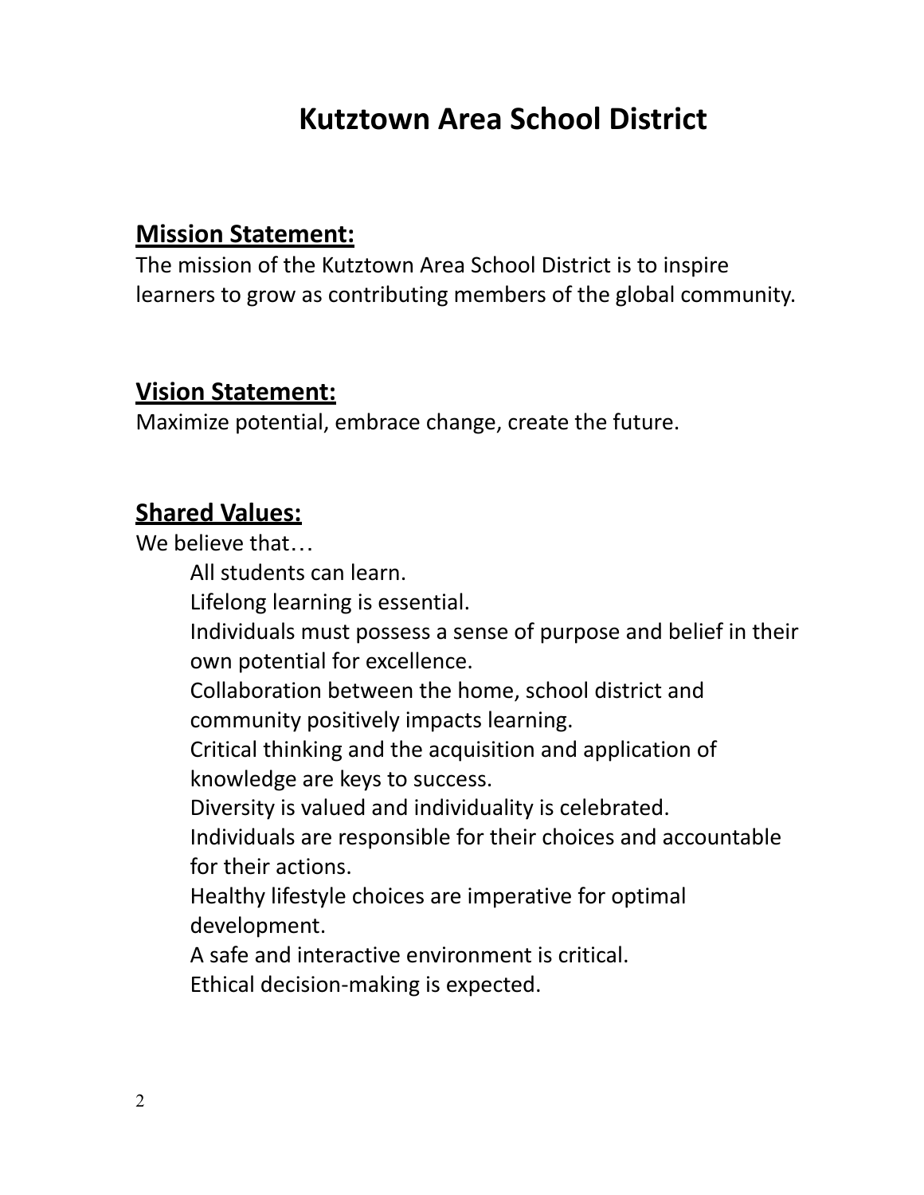# Kutztown Area School District

## Mission Statement:

The mission of the Kutztown Area School District is to inspire learners to grow as contributing members of the global community.

## Vision Statement:

Maximize potential, embrace change, create the future.

## Shared Values:

We believe that…

- All students can learn.
- Lifelong learning is essential.
- Individuals must possess a sense of purpose and belief in their own potential for excellence.
- Collaboration between the home, school district and community positively impacts learning.
- Critical thinking and the acquisition and application of knowledge are keys to success.
- Diversity is valued and individuality is celebrated.
- Individuals are responsible for their choices and accountable for their actions.
- Healthy lifestyle choices are imperative for optimal development.
- A safe and interactive environment is critical.
- Ethical decision-making is expected.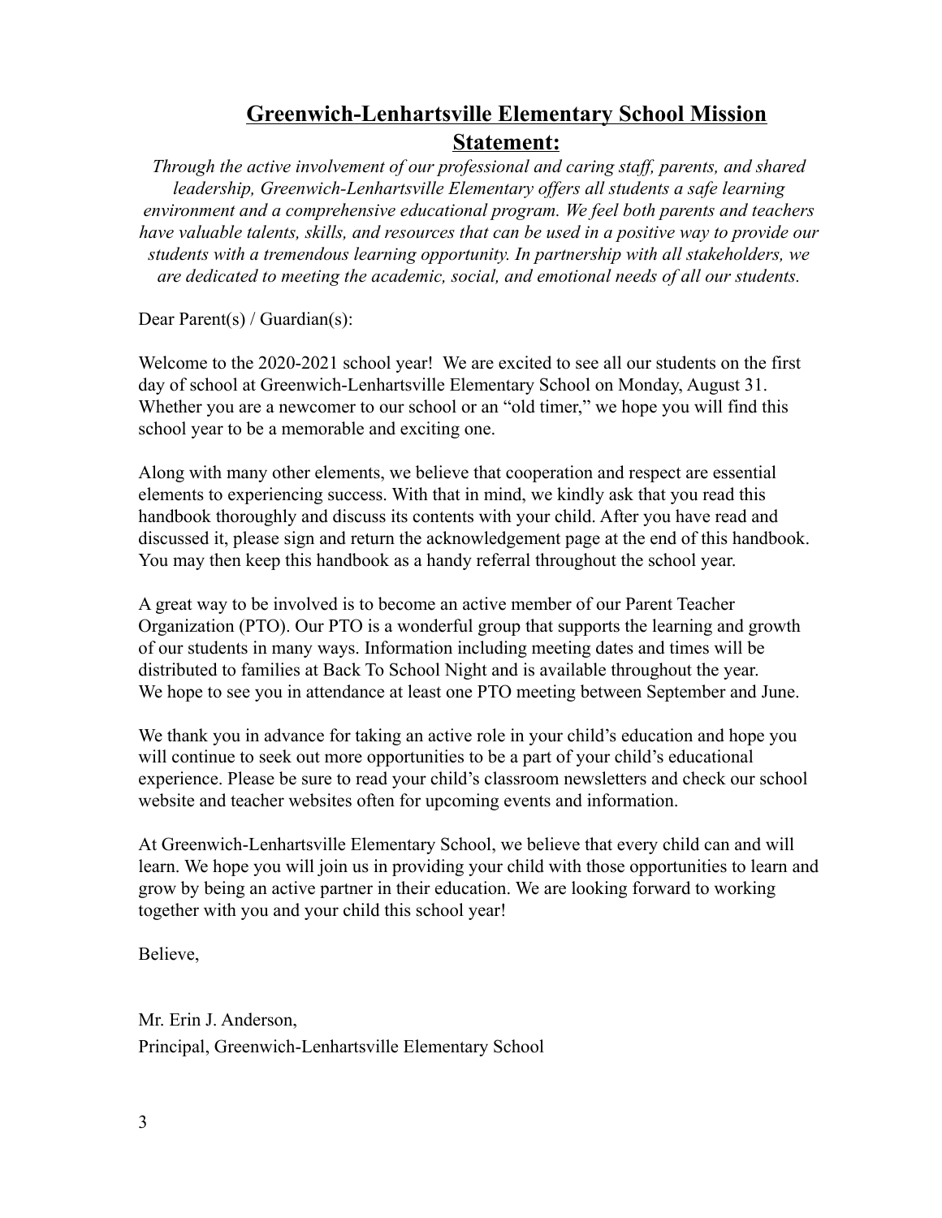## **Greenwich-Lenhartsville Elementary School Mission Statement:**

*Through the active involvement of our professional and caring staff, parents, and shared leadership, Greenwich-Lenhartsville Elementary offers all students a safe learning environment and a comprehensive educational program. We feel both parents and teachers have valuable talents, skills, and resources that can be used in a positive way to provide our students with a tremendous learning opportunity. In partnership with all stakeholders, we are dedicated to meeting the academic, social, and emotional needs of all our students.*

Dear Parent(s) / Guardian(s):

Welcome to the 2020-2021 school year! We are excited to see all our students on the first day of school at Greenwich-Lenhartsville Elementary School on Monday, August 31. Whether you are a newcomer to our school or an "old timer," we hope you will find this school year to be a memorable and exciting one.

Along with many other elements, we believe that cooperation and respect are essential elements to experiencing success. With that in mind, we kindly ask that you read this handbook thoroughly and discuss its contents with your child. After you have read and discussed it, please sign and return the acknowledgement page at the end of this handbook. You may then keep this handbook as a handy referral throughout the school year.

A great way to be involved is to become an active member of our Parent Teacher Organization (PTO). Our PTO is a wonderful group that supports the learning and growth of our students in many ways. Information including meeting dates and times will be distributed to families at Back To School Night and is available throughout the year. We hope to see you in attendance at least one PTO meeting between September and June.

We thank you in advance for taking an active role in your child's education and hope you will continue to seek out more opportunities to be a part of your child's educational experience. Please be sure to read your child's classroom newsletters and check our school website and teacher websites often for upcoming events and information.

At Greenwich-Lenhartsville Elementary School, we believe that every child can and will learn. We hope you will join us in providing your child with those opportunities to learn and grow by being an active partner in their education. We are looking forward to working together with you and your child this school year!

Believe,

Mr. Erin J. Anderson,
Principal, Greenwich-Lenhartsville Elementary School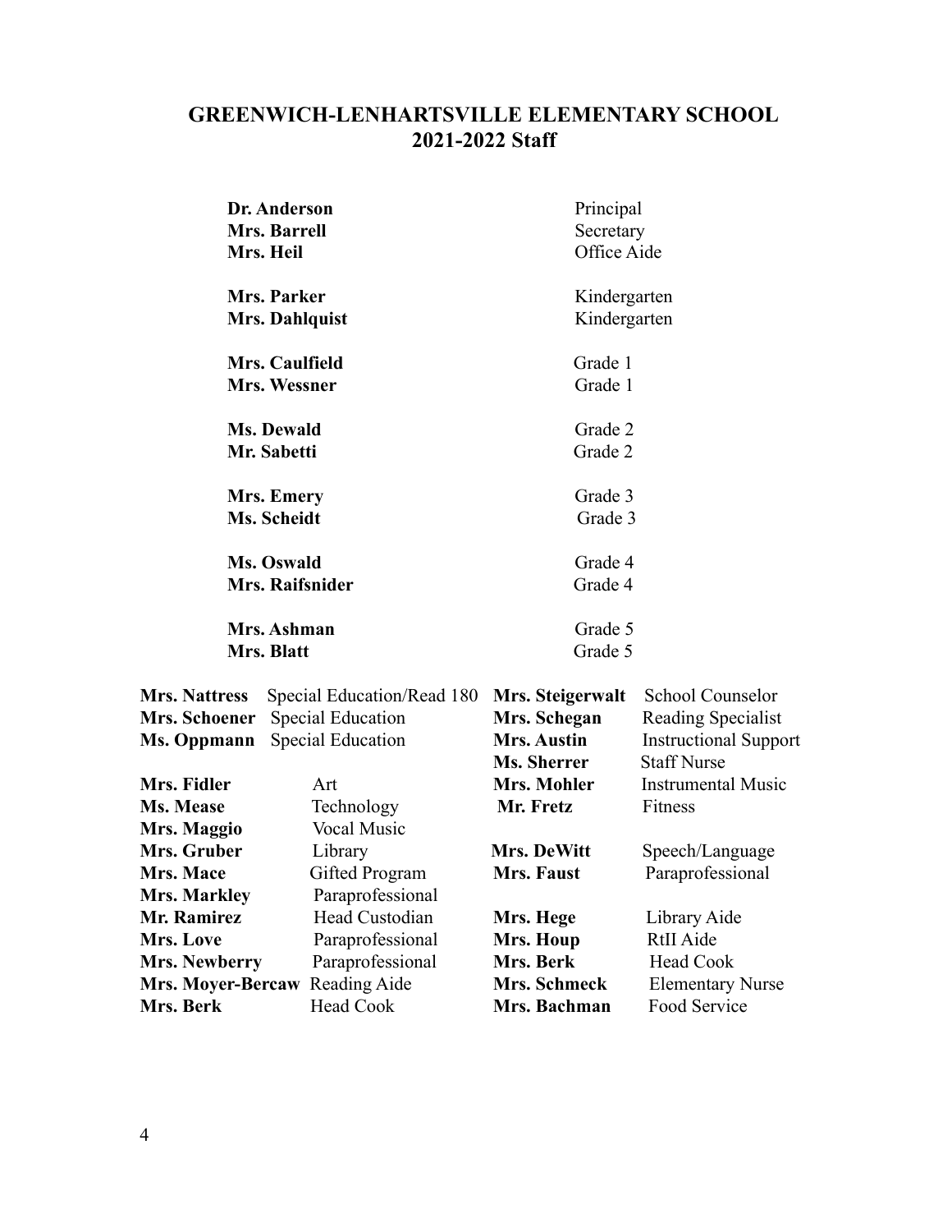# GREENWICH-LENHARTSVILLE ELEMENTARY SCHOOL
## 2021-2022 Staff

| | |
|---|---|
| **Dr. Anderson** | Principal |
| **Mrs. Barrell** | Secretary |
| **Mrs. Heil** | Office Aide |
| **Mrs. Parker** | Kindergarten |
| **Mrs. Dahlquist** | Kindergarten |
| **Mrs. Caulfield** | Grade 1 |
| **Mrs. Wessner** | Grade 1 |
| **Ms. Dewald** | Grade 2 |
| **Mr. Sabetti** | Grade 2 |
| **Mrs. Emery** | Grade 3 |
| **Ms. Scheidt** | Grade 3 |
| **Ms. Oswald** | Grade 4 |
| **Mrs. Raifsnider** | Grade 4 |
| **Mrs. Ashman** | Grade 5 |
| **Mrs. Blatt** | Grade 5 |

| | | | |
|---|---|---|---|
| **Mrs. Nattress** | Special Education/Read 180 | **Mrs. Steigerwalt** | School Counselor |
| **Mrs. Schoener** | Special Education | **Mrs. Schegan** | Reading Specialist |
| **Ms. Oppmann** | Special Education | **Mrs. Austin** | Instructional Support |
| | | **Ms. Sherrer** | Staff Nurse |
| **Mrs. Fidler** | Art | **Mrs. Mohler** | Instrumental Music |
| **Ms. Mease** | Technology | **Mr. Fretz** | Fitness |
| **Mrs. Maggio** | Vocal Music | | |
| **Mrs. Gruber** | Library | **Mrs. DeWitt** | Speech/Language |
| **Mrs. Mace** | Gifted Program | **Mrs. Faust** | Paraprofessional |
| **Mrs. Markley** | Paraprofessional | | |
| **Mr. Ramirez** | Head Custodian | **Mrs. Hege** | Library Aide |
| **Mrs. Love** | Paraprofessional | **Mrs. Houp** | RtII Aide |
| **Mrs. Newberry** | Paraprofessional | **Mrs. Berk** | Head Cook |
| **Mrs. Moyer-Bercaw** | Reading Aide | **Mrs. Schmeck** | Elementary Nurse |
| **Mrs. Berk** | Head Cook | **Mrs. Bachman** | Food Service |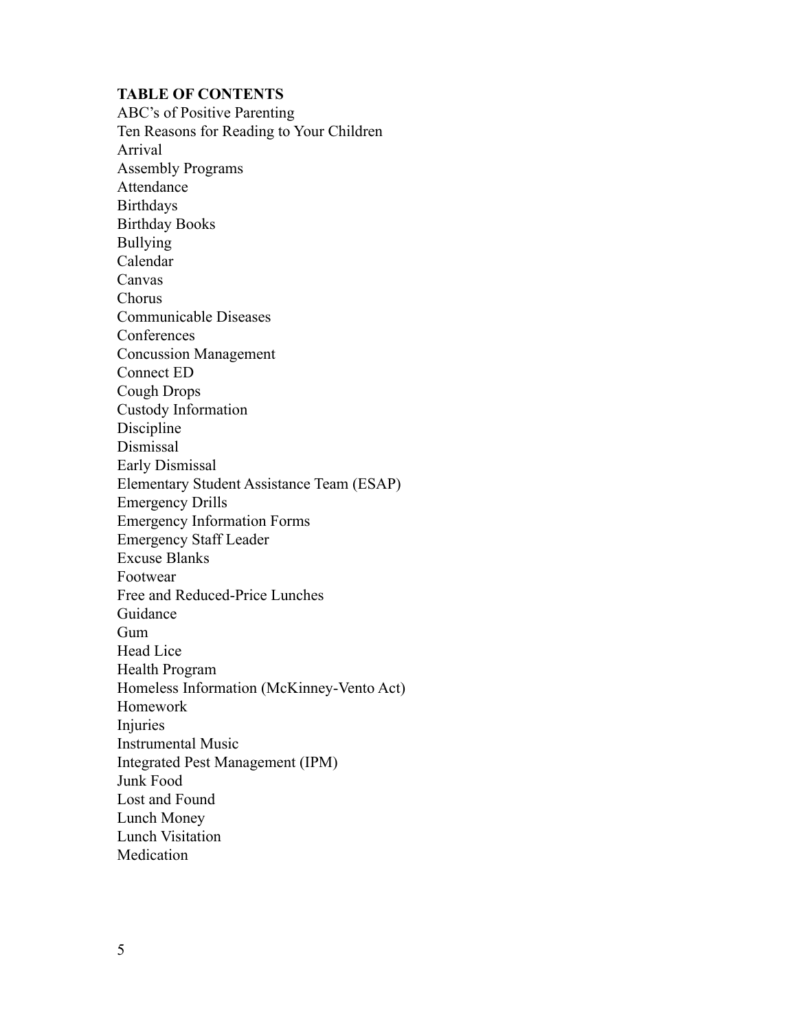**TABLE OF CONTENTS**

ABC's of Positive Parenting
Ten Reasons for Reading to Your Children
Arrival
Assembly Programs
Attendance
Birthdays
Birthday Books
Bullying
Calendar
Canvas
Chorus
Communicable Diseases
Conferences
Concussion Management
Connect ED
Cough Drops
Custody Information
Discipline
Dismissal
Early Dismissal
Elementary Student Assistance Team (ESAP)
Emergency Drills
Emergency Information Forms
Emergency Staff Leader
Excuse Blanks
Footwear
Free and Reduced-Price Lunches
Guidance
Gum
Head Lice
Health Program
Homeless Information (McKinney-Vento Act)
Homework
Injuries
Instrumental Music
Integrated Pest Management (IPM)
Junk Food
Lost and Found
Lunch Money
Lunch Visitation
Medication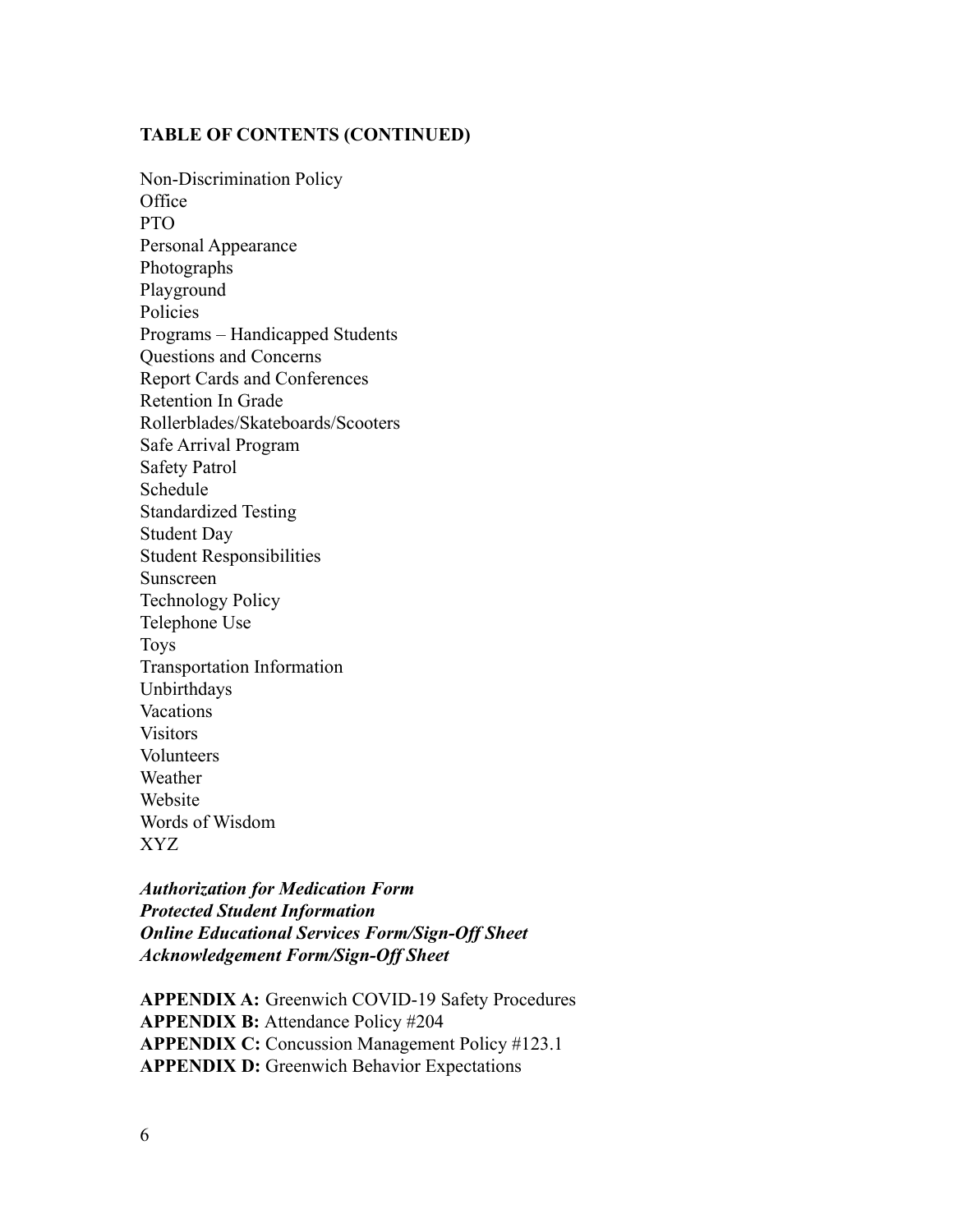**TABLE OF CONTENTS (CONTINUED)**

Non-Discrimination Policy
Office
PTO
Personal Appearance
Photographs
Playground
Policies
Programs – Handicapped Students
Questions and Concerns
Report Cards and Conferences
Retention In Grade
Rollerblades/Skateboards/Scooters
Safe Arrival Program
Safety Patrol
Schedule
Standardized Testing
Student Day
Student Responsibilities
Sunscreen
Technology Policy
Telephone Use
Toys
Transportation Information
Unbirthdays
Vacations
Visitors
Volunteers
Weather
Website
Words of Wisdom
XYZ

***Authorization for Medication Form***
***Protected Student Information***
***Online Educational Services Form/Sign-Off Sheet***
***Acknowledgement Form/Sign-Off Sheet***

**APPENDIX A:** Greenwich COVID-19 Safety Procedures
**APPENDIX B:** Attendance Policy #204
**APPENDIX C:** Concussion Management Policy #123.1
**APPENDIX D:** Greenwich Behavior Expectations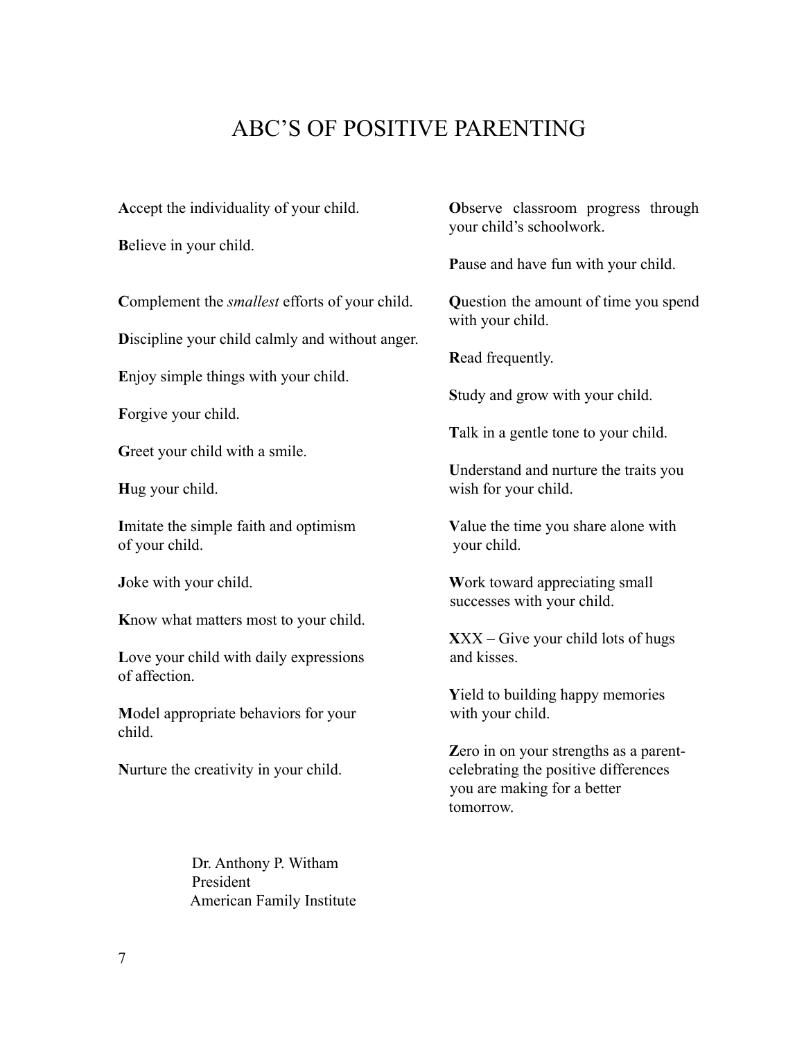# ABC'S OF POSITIVE PARENTING

**A**ccept the individuality of your child.

**B**elieve in your child.

**C**omplement the *smallest* efforts of your child.

**D**iscipline your child calmly and without anger.

**E**njoy simple things with your child.

**F**orgive your child.

**G**reet your child with a smile.

**H**ug your child.

**I**mitate the simple faith and optimism of your child.

**J**oke with your child.

**K**now what matters most to your child.

**L**ove your child with daily expressions of affection.

**M**odel appropriate behaviors for your child.

**N**urture the creativity in your child.

**O**bserve classroom progress through your child's schoolwork.

**P**ause and have fun with your child.

**Q**uestion the amount of time you spend with your child.

**R**ead frequently.

**S**tudy and grow with your child.

**T**alk in a gentle tone to your child.

**U**nderstand and nurture the traits you wish for your child.

**V**alue the time you share alone with your child.

**W**ork toward appreciating small successes with your child.

**X**XX – Give your child lots of hugs and kisses.

**Y**ield to building happy memories with your child.

**Z**ero in on your strengths as a parent- celebrating the positive differences you are making for a better tomorrow.

Dr. Anthony P. Witham
President
American Family Institute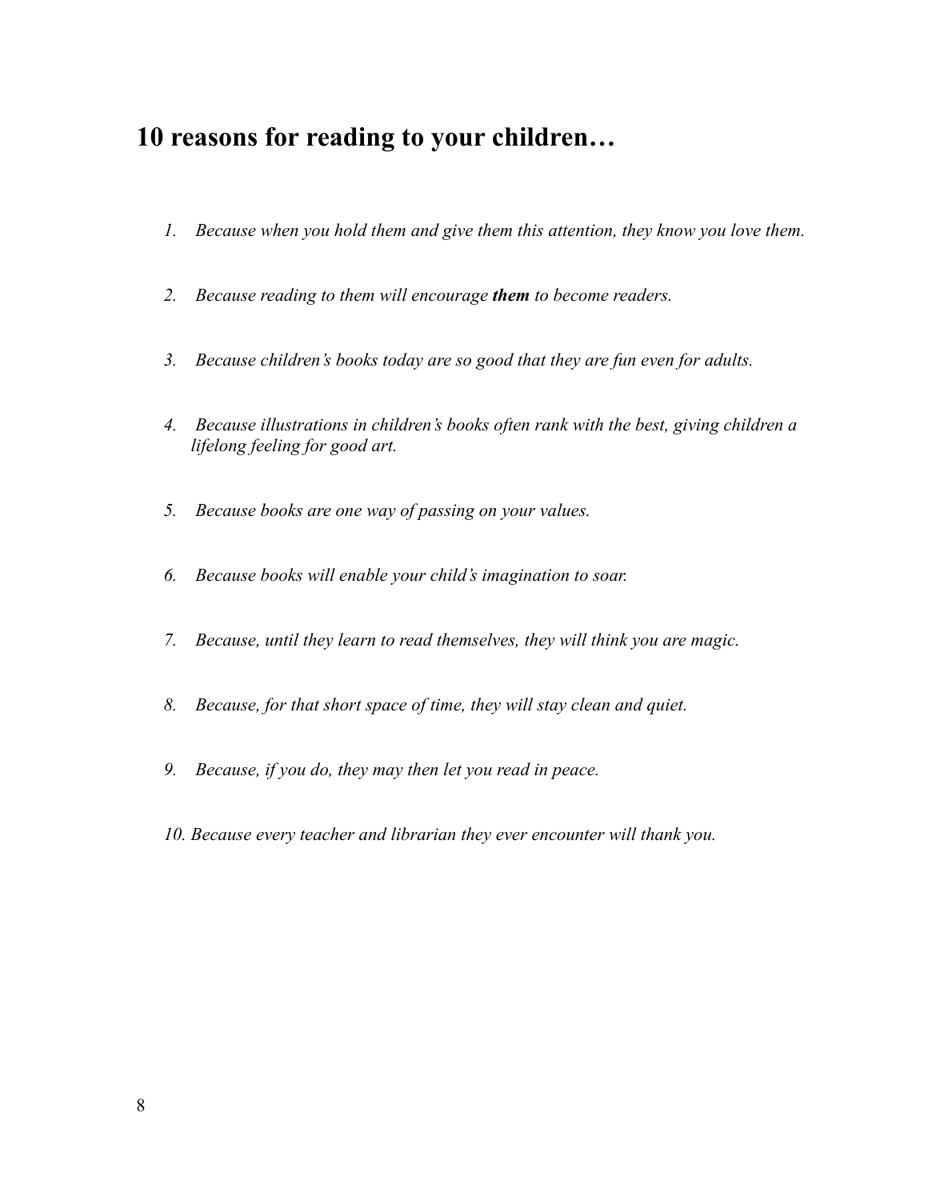## 10 reasons for reading to your children…

1. *Because when you hold them and give them this attention, they know you love them.*

2. *Because reading to them will encourage **them** to become readers.*

3. *Because children's books today are so good that they are fun even for adults.*

4. *Because illustrations in children's books often rank with the best, giving children a lifelong feeling for good art.*

5. *Because books are one way of passing on your values.*

6. *Because books will enable your child's imagination to soar.*

7. *Because, until they learn to read themselves, they will think you are magic.*

8. *Because, for that short space of time, they will stay clean and quiet.*

9. *Because, if you do, they may then let you read in peace.*

10. *Because every teacher and librarian they ever encounter will thank you.*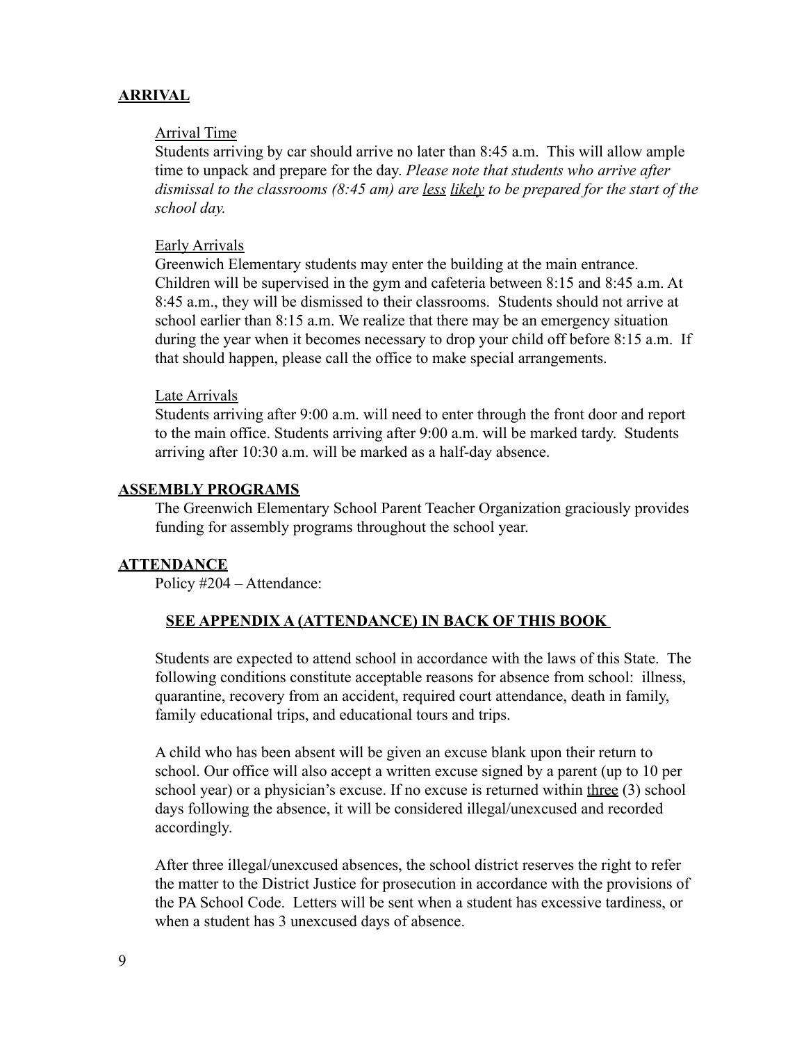## ARRIVAL

### Arrival Time

Students arriving by car should arrive no later than 8:45 a.m. This will allow ample time to unpack and prepare for the day. *Please note that students who arrive after dismissal to the classrooms (8:45 am) are less likely to be prepared for the start of the school day.*

### Early Arrivals

Greenwich Elementary students may enter the building at the main entrance. Children will be supervised in the gym and cafeteria between 8:15 and 8:45 a.m. At 8:45 a.m., they will be dismissed to their classrooms. Students should not arrive at school earlier than 8:15 a.m. We realize that there may be an emergency situation during the year when it becomes necessary to drop your child off before 8:15 a.m. If that should happen, please call the office to make special arrangements.

### Late Arrivals

Students arriving after 9:00 a.m. will need to enter through the front door and report to the main office. Students arriving after 9:00 a.m. will be marked tardy. Students arriving after 10:30 a.m. will be marked as a half-day absence.

## ASSEMBLY PROGRAMS

The Greenwich Elementary School Parent Teacher Organization graciously provides funding for assembly programs throughout the school year.

## ATTENDANCE

Policy #204 – Attendance:

**SEE APPENDIX A (ATTENDANCE) IN BACK OF THIS BOOK**

Students are expected to attend school in accordance with the laws of this State. The following conditions constitute acceptable reasons for absence from school: illness, quarantine, recovery from an accident, required court attendance, death in family, family educational trips, and educational tours and trips.

A child who has been absent will be given an excuse blank upon their return to school. Our office will also accept a written excuse signed by a parent (up to 10 per school year) or a physician's excuse. If no excuse is returned within three (3) school days following the absence, it will be considered illegal/unexcused and recorded accordingly.

After three illegal/unexcused absences, the school district reserves the right to refer the matter to the District Justice for prosecution in accordance with the provisions of the PA School Code. Letters will be sent when a student has excessive tardiness, or when a student has 3 unexcused days of absence.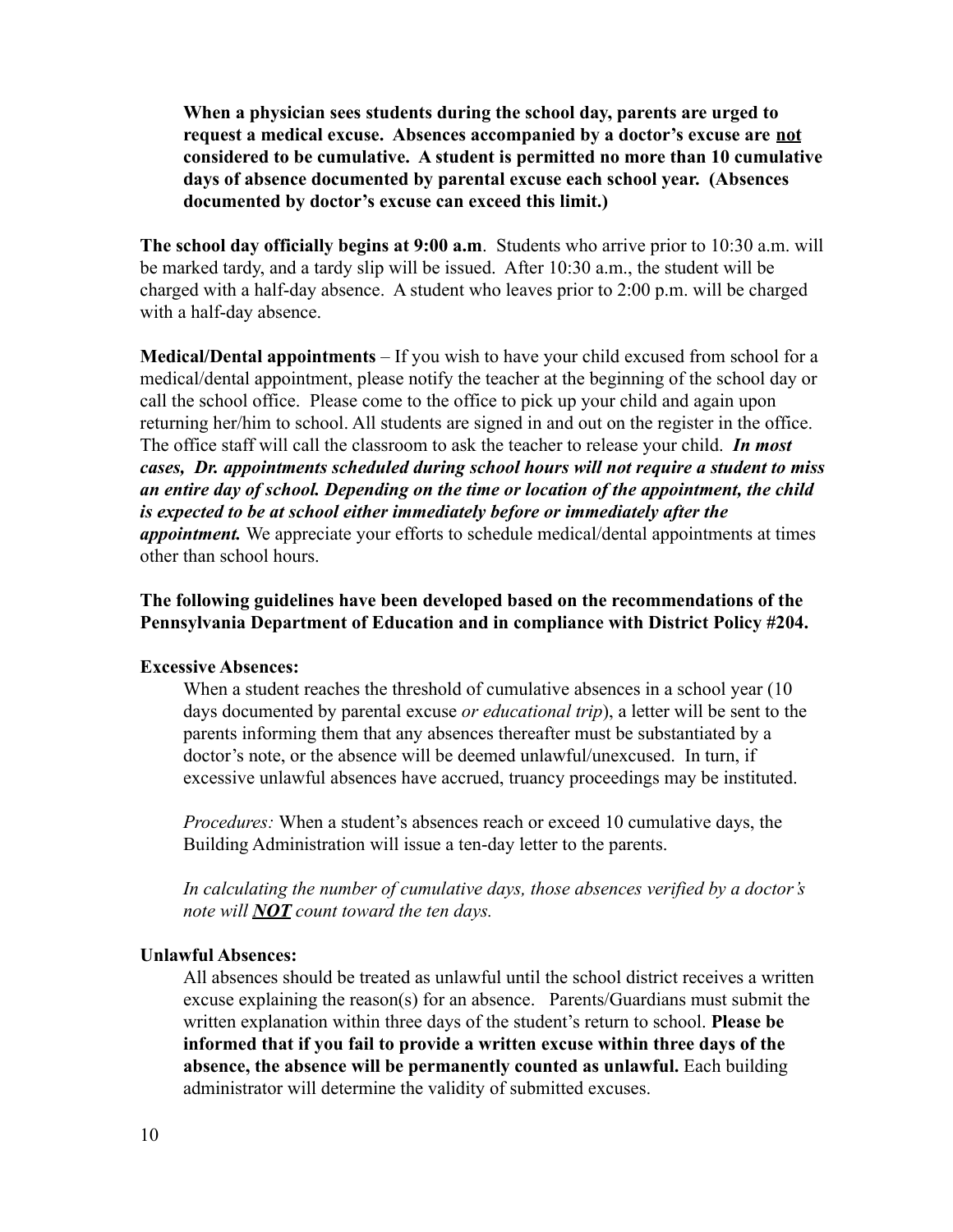**When a physician sees students during the school day, parents are urged to request a medical excuse. Absences accompanied by a doctor's excuse are <u>not</u> considered to be cumulative. A student is permitted no more than 10 cumulative days of absence documented by parental excuse each school year. (Absences documented by doctor's excuse can exceed this limit.)**

**The school day officially begins at 9:00 a.m**. Students who arrive prior to 10:30 a.m. will be marked tardy, and a tardy slip will be issued. After 10:30 a.m., the student will be charged with a half-day absence. A student who leaves prior to 2:00 p.m. will be charged with a half-day absence.

**Medical/Dental appointments** – If you wish to have your child excused from school for a medical/dental appointment, please notify the teacher at the beginning of the school day or call the school office. Please come to the office to pick up your child and again upon returning her/him to school. All students are signed in and out on the register in the office. The office staff will call the classroom to ask the teacher to release your child. ***In most cases, Dr. appointments scheduled during school hours will not require a student to miss an entire day of school. Depending on the time or location of the appointment, the child is expected to be at school either immediately before or immediately after the appointment.*** We appreciate your efforts to schedule medical/dental appointments at times other than school hours.

**The following guidelines have been developed based on the recommendations of the Pennsylvania Department of Education and in compliance with District Policy #204.**

**Excessive Absences:**

When a student reaches the threshold of cumulative absences in a school year (10 days documented by parental excuse *or educational trip*), a letter will be sent to the parents informing them that any absences thereafter must be substantiated by a doctor's note, or the absence will be deemed unlawful/unexcused. In turn, if excessive unlawful absences have accrued, truancy proceedings may be instituted.

*Procedures:* When a student's absences reach or exceed 10 cumulative days, the Building Administration will issue a ten-day letter to the parents.

*In calculating the number of cumulative days, those absences verified by a doctor's note will **<u>NOT</u>** count toward the ten days.*

**Unlawful Absences:**

All absences should be treated as unlawful until the school district receives a written excuse explaining the reason(s) for an absence. Parents/Guardians must submit the written explanation within three days of the student's return to school. **Please be informed that if you fail to provide a written excuse within three days of the absence, the absence will be permanently counted as unlawful.** Each building administrator will determine the validity of submitted excuses.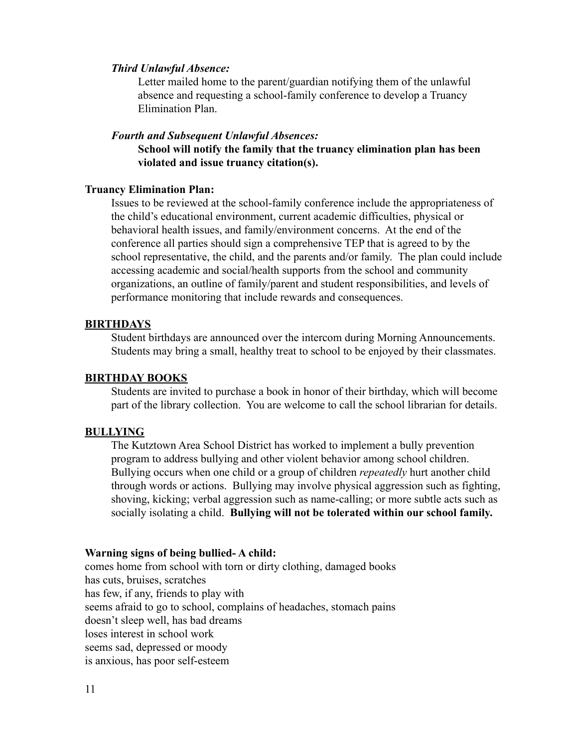*Third Unlawful Absence:*

Letter mailed home to the parent/guardian notifying them of the unlawful absence and requesting a school-family conference to develop a Truancy Elimination Plan.

*Fourth and Subsequent Unlawful Absences:*

**School will notify the family that the truancy elimination plan has been violated and issue truancy citation(s).**

**Truancy Elimination Plan:**

Issues to be reviewed at the school-family conference include the appropriateness of the child's educational environment, current academic difficulties, physical or behavioral health issues, and family/environment concerns. At the end of the conference all parties should sign a comprehensive TEP that is agreed to by the school representative, the child, and the parents and/or family. The plan could include accessing academic and social/health supports from the school and community organizations, an outline of family/parent and student responsibilities, and levels of performance monitoring that include rewards and consequences.

## BIRTHDAYS

Student birthdays are announced over the intercom during Morning Announcements. Students may bring a small, healthy treat to school to be enjoyed by their classmates.

## BIRTHDAY BOOKS

Students are invited to purchase a book in honor of their birthday, which will become part of the library collection. You are welcome to call the school librarian for details.

## BULLYING

The Kutztown Area School District has worked to implement a bully prevention program to address bullying and other violent behavior among school children. Bullying occurs when one child or a group of children *repeatedly* hurt another child through words or actions. Bullying may involve physical aggression such as fighting, shoving, kicking; verbal aggression such as name-calling; or more subtle acts such as socially isolating a child. **Bullying will not be tolerated within our school family.**

**Warning signs of being bullied- A child:**

comes home from school with torn or dirty clothing, damaged books
has cuts, bruises, scratches
has few, if any, friends to play with
seems afraid to go to school, complains of headaches, stomach pains
doesn't sleep well, has bad dreams
loses interest in school work
seems sad, depressed or moody
is anxious, has poor self-esteem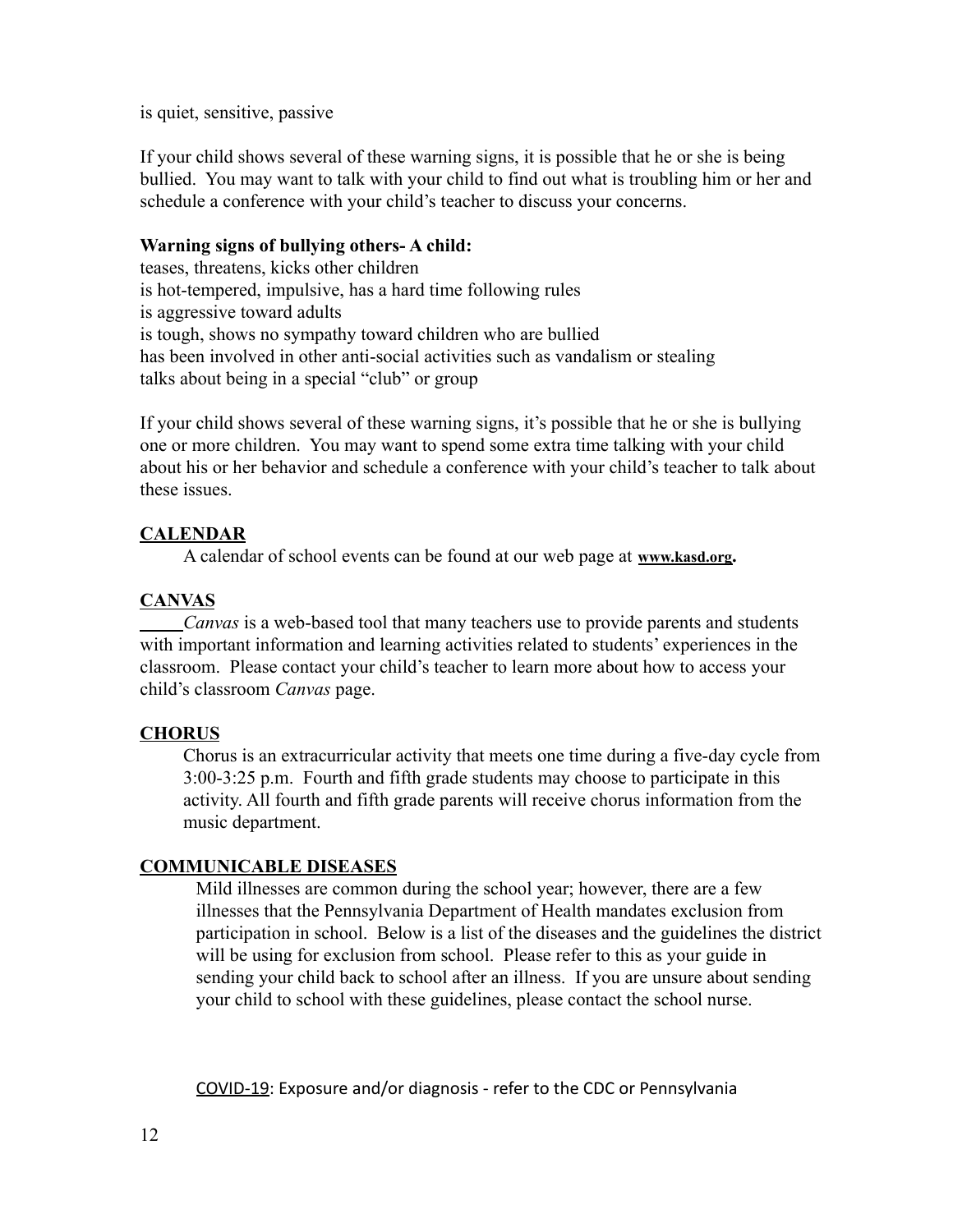is quiet, sensitive, passive

If your child shows several of these warning signs, it is possible that he or she is being bullied. You may want to talk with your child to find out what is troubling him or her and schedule a conference with your child's teacher to discuss your concerns.

**Warning signs of bullying others- A child:**

teases, threatens, kicks other children
is hot-tempered, impulsive, has a hard time following rules
is aggressive toward adults
is tough, shows no sympathy toward children who are bullied
has been involved in other anti-social activities such as vandalism or stealing
talks about being in a special "club" or group

If your child shows several of these warning signs, it's possible that he or she is bullying one or more children. You may want to spend some extra time talking with your child about his or her behavior and schedule a conference with your child's teacher to talk about these issues.

## CALENDAR

A calendar of school events can be found at our web page at **www.kasd.org**.

## CANVAS

*Canvas* is a web-based tool that many teachers use to provide parents and students with important information and learning activities related to students' experiences in the classroom. Please contact your child's teacher to learn more about how to access your child's classroom *Canvas* page.

## CHORUS

Chorus is an extracurricular activity that meets one time during a five-day cycle from 3:00-3:25 p.m. Fourth and fifth grade students may choose to participate in this activity. All fourth and fifth grade parents will receive chorus information from the music department.

## COMMUNICABLE DISEASES

Mild illnesses are common during the school year; however, there are a few illnesses that the Pennsylvania Department of Health mandates exclusion from participation in school. Below is a list of the diseases and the guidelines the district will be using for exclusion from school. Please refer to this as your guide in sending your child back to school after an illness. If you are unsure about sending your child to school with these guidelines, please contact the school nurse.

COVID-19: Exposure and/or diagnosis - refer to the CDC or Pennsylvania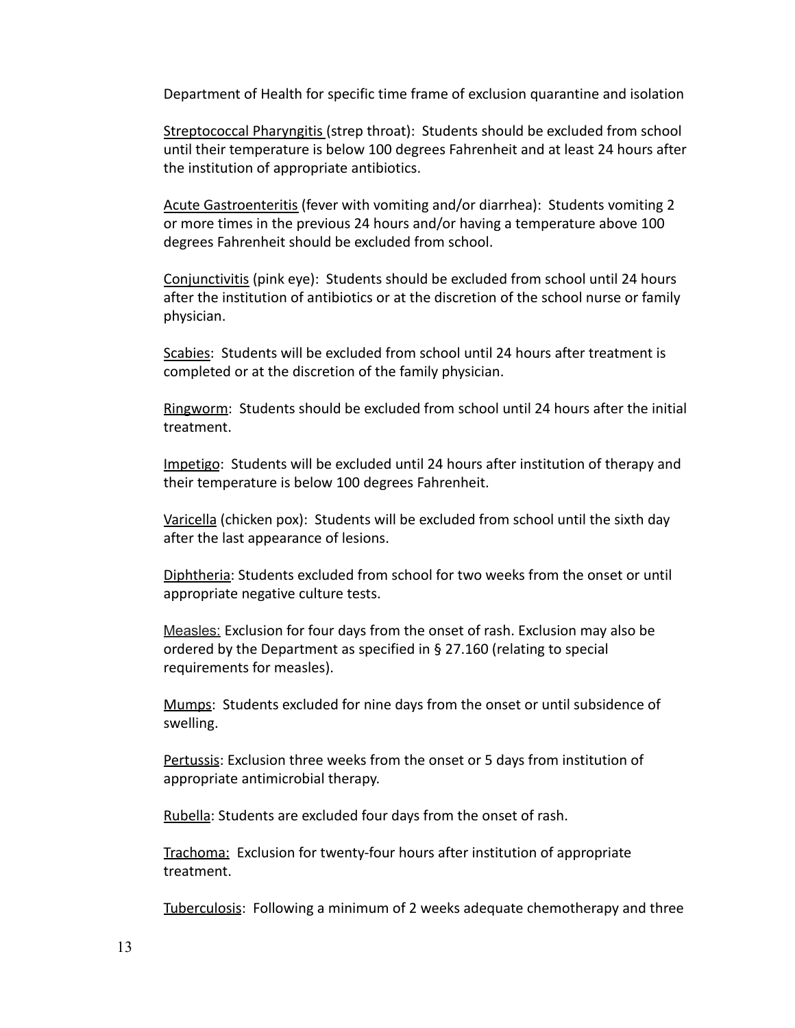Department of Health for specific time frame of exclusion quarantine and isolation

Streptococcal Pharyngitis (strep throat): Students should be excluded from school until their temperature is below 100 degrees Fahrenheit and at least 24 hours after the institution of appropriate antibiotics.

Acute Gastroenteritis (fever with vomiting and/or diarrhea): Students vomiting 2 or more times in the previous 24 hours and/or having a temperature above 100 degrees Fahrenheit should be excluded from school.

Conjunctivitis (pink eye): Students should be excluded from school until 24 hours after the institution of antibiotics or at the discretion of the school nurse or family physician.

Scabies: Students will be excluded from school until 24 hours after treatment is completed or at the discretion of the family physician.

Ringworm: Students should be excluded from school until 24 hours after the initial treatment.

Impetigo: Students will be excluded until 24 hours after institution of therapy and their temperature is below 100 degrees Fahrenheit.

Varicella (chicken pox): Students will be excluded from school until the sixth day after the last appearance of lesions.

Diphtheria: Students excluded from school for two weeks from the onset or until appropriate negative culture tests.

Measles: Exclusion for four days from the onset of rash. Exclusion may also be ordered by the Department as specified in § 27.160 (relating to special requirements for measles).

Mumps: Students excluded for nine days from the onset or until subsidence of swelling.

Pertussis: Exclusion three weeks from the onset or 5 days from institution of appropriate antimicrobial therapy.

Rubella: Students are excluded four days from the onset of rash.

Trachoma: Exclusion for twenty-four hours after institution of appropriate treatment.

Tuberculosis: Following a minimum of 2 weeks adequate chemotherapy and three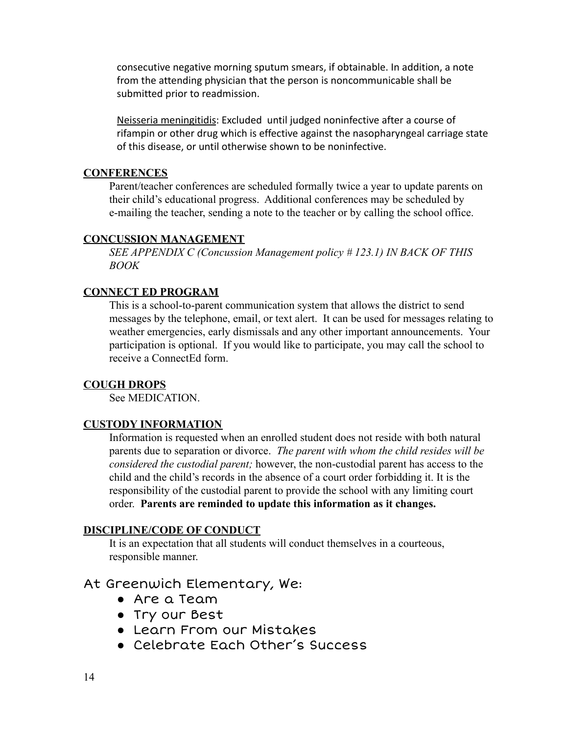consecutive negative morning sputum smears, if obtainable. In addition, a note from the attending physician that the person is noncommunicable shall be submitted prior to readmission.

Neisseria meningitidis: Excluded until judged noninfective after a course of rifampin or other drug which is effective against the nasopharyngeal carriage state of this disease, or until otherwise shown to be noninfective.

**CONFERENCES**

Parent/teacher conferences are scheduled formally twice a year to update parents on their child's educational progress. Additional conferences may be scheduled by e-mailing the teacher, sending a note to the teacher or by calling the school office.

**CONCUSSION MANAGEMENT**

*SEE APPENDIX C (Concussion Management policy # 123.1) IN BACK OF THIS BOOK*

**CONNECT ED PROGRAM**

This is a school-to-parent communication system that allows the district to send messages by the telephone, email, or text alert. It can be used for messages relating to weather emergencies, early dismissals and any other important announcements. Your participation is optional. If you would like to participate, you may call the school to receive a ConnectEd form.

**COUGH DROPS**

See MEDICATION.

**CUSTODY INFORMATION**

Information is requested when an enrolled student does not reside with both natural parents due to separation or divorce. *The parent with whom the child resides will be considered the custodial parent;* however, the non-custodial parent has access to the child and the child's records in the absence of a court order forbidding it. It is the responsibility of the custodial parent to provide the school with any limiting court order. **Parents are reminded to update this information as it changes.**

**DISCIPLINE/CODE OF CONDUCT**

It is an expectation that all students will conduct themselves in a courteous, responsible manner.

At Greenwich Elementary, We:

- Are a Team
- Try our Best
- Learn From our Mistakes
- Celebrate Each Other's Success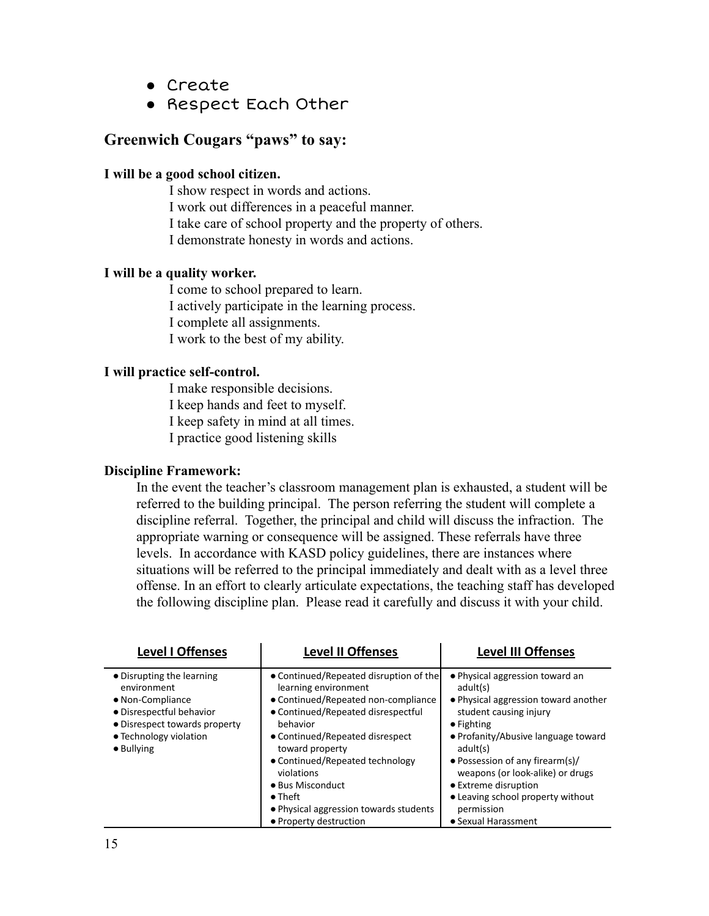- Create
- Respect Each Other

## Greenwich Cougars "paws" to say:

**I will be a good school citizen.**

I show respect in words and actions.
I work out differences in a peaceful manner.
I take care of school property and the property of others.
I demonstrate honesty in words and actions.

**I will be a quality worker.**

I come to school prepared to learn.
I actively participate in the learning process.
I complete all assignments.
I work to the best of my ability.

**I will practice self-control.**

I make responsible decisions.
I keep hands and feet to myself.
I keep safety in mind at all times.
I practice good listening skills

**Discipline Framework:**

In the event the teacher's classroom management plan is exhausted, a student will be referred to the building principal. The person referring the student will complete a discipline referral. Together, the principal and child will discuss the infraction. The appropriate warning or consequence will be assigned. These referrals have three levels. In accordance with KASD policy guidelines, there are instances where situations will be referred to the principal immediately and dealt with as a level three offense. In an effort to clearly articulate expectations, the teaching staff has developed the following discipline plan. Please read it carefully and discuss it with your child.

| Level I Offenses | Level II Offenses | Level III Offenses |
|---|---|---|
| ● Disrupting the learning environment<br>● Non-Compliance<br>● Disrespectful behavior<br>● Disrespect towards property<br>● Technology violation<br>● Bullying | ● Continued/Repeated disruption of the learning environment<br>● Continued/Repeated non-compliance<br>● Continued/Repeated disrespectful behavior<br>● Continued/Repeated disrespect toward property<br>● Continued/Repeated technology violations<br>● Bus Misconduct<br>● Theft<br>● Physical aggression towards students<br>● Property destruction | ● Physical aggression toward an adult(s)<br>● Physical aggression toward another student causing injury<br>● Fighting<br>● Profanity/Abusive language toward adult(s)<br>● Possession of any firearm(s)/ weapons (or look-alike) or drugs<br>● Extreme disruption<br>● Leaving school property without permission<br>● Sexual Harassment |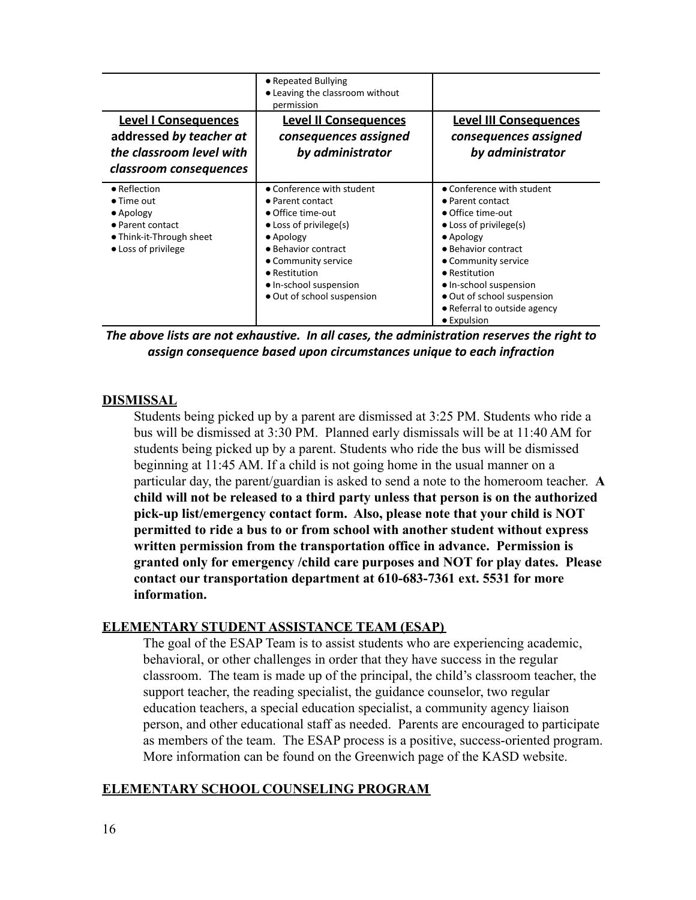| | • Repeated Bullying<br>• Leaving the classroom without permission | |
|---|---|---|
| **Level I Consequences** **addressed *by teacher at the classroom level with classroom consequences*** | **Level II Consequences** ***consequences assigned by administrator*** | **Level III Consequences** ***consequences assigned by administrator*** |
| • Reflection<br>• Time out<br>• Apology<br>• Parent contact<br>• Think-it-Through sheet<br>• Loss of privilege | • Conference with student<br>• Parent contact<br>• Office time-out<br>• Loss of privilege(s)<br>• Apology<br>• Behavior contract<br>• Community service<br>• Restitution<br>• In-school suspension<br>• Out of school suspension | • Conference with student<br>• Parent contact<br>• Office time-out<br>• Loss of privilege(s)<br>• Apology<br>• Behavior contract<br>• Community service<br>• Restitution<br>• In-school suspension<br>• Out of school suspension<br>• Referral to outside agency<br>• Expulsion |

***The above lists are not exhaustive. In all cases, the administration reserves the right to assign consequence based upon circumstances unique to each infraction***

## DISMISSAL

Students being picked up by a parent are dismissed at 3:25 PM. Students who ride a bus will be dismissed at 3:30 PM. Planned early dismissals will be at 11:40 AM for students being picked up by a parent. Students who ride the bus will be dismissed beginning at 11:45 AM. If a child is not going home in the usual manner on a particular day, the parent/guardian is asked to send a note to the homeroom teacher. **A child will not be released to a third party unless that person is on the authorized pick-up list/emergency contact form. Also, please note that your child is NOT permitted to ride a bus to or from school with another student without express written permission from the transportation office in advance. Permission is granted only for emergency /child care purposes and NOT for play dates. Please contact our transportation department at 610-683-7361 ext. 5531 for more information.**

## ELEMENTARY STUDENT ASSISTANCE TEAM (ESAP)

The goal of the ESAP Team is to assist students who are experiencing academic, behavioral, or other challenges in order that they have success in the regular classroom. The team is made up of the principal, the child's classroom teacher, the support teacher, the reading specialist, the guidance counselor, two regular education teachers, a special education specialist, a community agency liaison person, and other educational staff as needed. Parents are encouraged to participate as members of the team. The ESAP process is a positive, success-oriented program. More information can be found on the Greenwich page of the KASD website.

## ELEMENTARY SCHOOL COUNSELING PROGRAM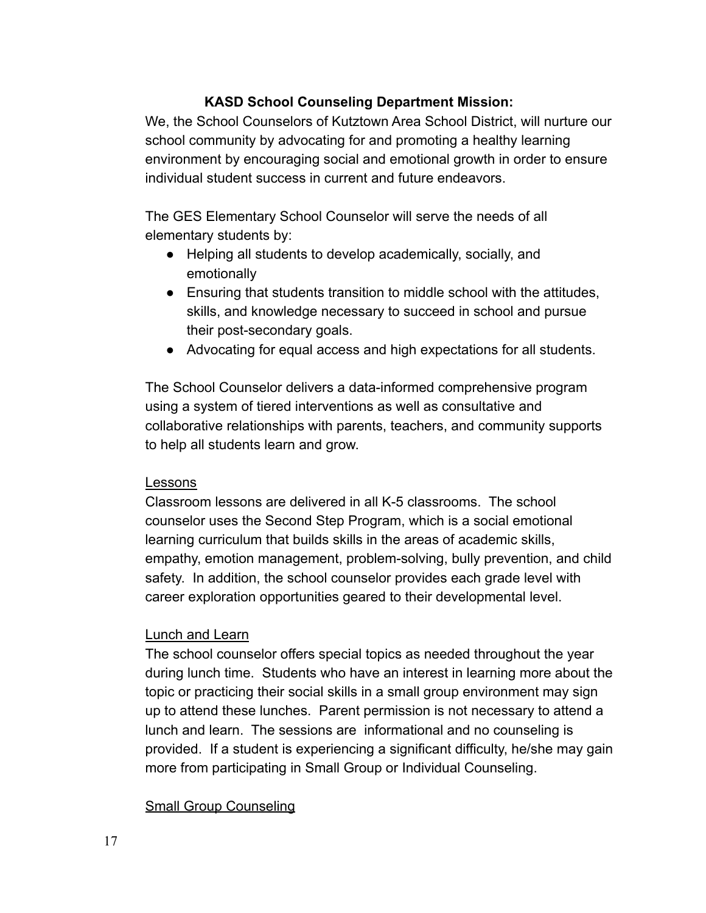**KASD School Counseling Department Mission:**

We, the School Counselors of Kutztown Area School District, will nurture our school community by advocating for and promoting a healthy learning environment by encouraging social and emotional growth in order to ensure individual student success in current and future endeavors.

The GES Elementary School Counselor will serve the needs of all elementary students by:

- Helping all students to develop academically, socially, and emotionally
- Ensuring that students transition to middle school with the attitudes, skills, and knowledge necessary to succeed in school and pursue their post-secondary goals.
- Advocating for equal access and high expectations for all students.

The School Counselor delivers a data-informed comprehensive program using a system of tiered interventions as well as consultative and collaborative relationships with parents, teachers, and community supports to help all students learn and grow.

<u>Lessons</u>

Classroom lessons are delivered in all K-5 classrooms. The school counselor uses the Second Step Program, which is a social emotional learning curriculum that builds skills in the areas of academic skills, empathy, emotion management, problem-solving, bully prevention, and child safety. In addition, the school counselor provides each grade level with career exploration opportunities geared to their developmental level.

<u>Lunch and Learn</u>

The school counselor offers special topics as needed throughout the year during lunch time. Students who have an interest in learning more about the topic or practicing their social skills in a small group environment may sign up to attend these lunches. Parent permission is not necessary to attend a lunch and learn. The sessions are informational and no counseling is provided. If a student is experiencing a significant difficulty, he/she may gain more from participating in Small Group or Individual Counseling.

<u>Small Group Counseling</u>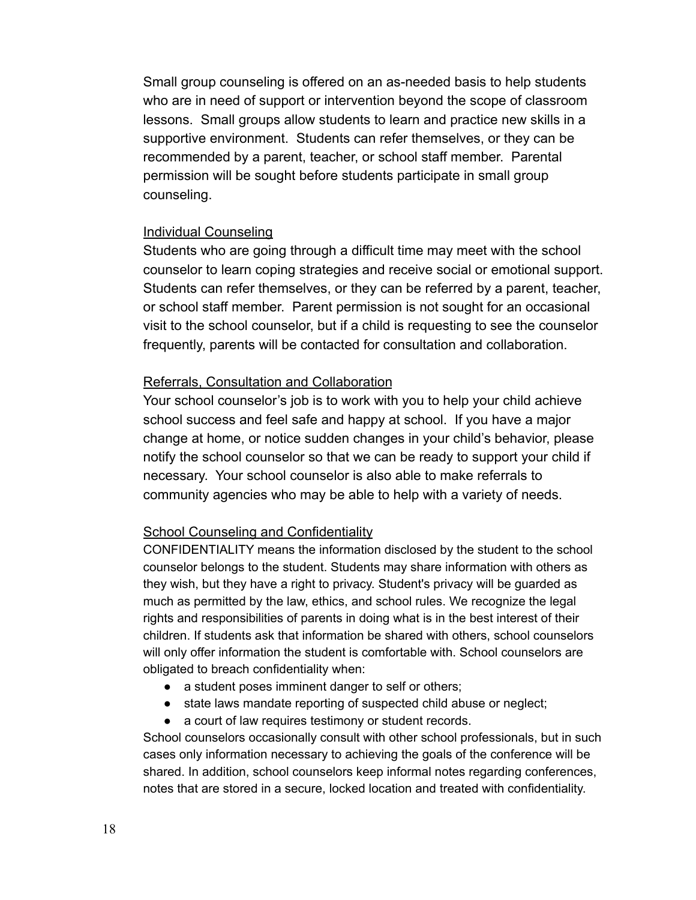Small group counseling is offered on an as-needed basis to help students who are in need of support or intervention beyond the scope of classroom lessons. Small groups allow students to learn and practice new skills in a supportive environment. Students can refer themselves, or they can be recommended by a parent, teacher, or school staff member. Parental permission will be sought before students participate in small group counseling.

### Individual Counseling

Students who are going through a difficult time may meet with the school counselor to learn coping strategies and receive social or emotional support. Students can refer themselves, or they can be referred by a parent, teacher, or school staff member. Parent permission is not sought for an occasional visit to the school counselor, but if a child is requesting to see the counselor frequently, parents will be contacted for consultation and collaboration.

### Referrals, Consultation and Collaboration

Your school counselor's job is to work with you to help your child achieve school success and feel safe and happy at school. If you have a major change at home, or notice sudden changes in your child's behavior, please notify the school counselor so that we can be ready to support your child if necessary. Your school counselor is also able to make referrals to community agencies who may be able to help with a variety of needs.

### School Counseling and Confidentiality

CONFIDENTIALITY means the information disclosed by the student to the school counselor belongs to the student. Students may share information with others as they wish, but they have a right to privacy. Student's privacy will be guarded as much as permitted by the law, ethics, and school rules. We recognize the legal rights and responsibilities of parents in doing what is in the best interest of their children. If students ask that information be shared with others, school counselors will only offer information the student is comfortable with. School counselors are obligated to breach confidentiality when:

- a student poses imminent danger to self or others;
- state laws mandate reporting of suspected child abuse or neglect;
- a court of law requires testimony or student records.

School counselors occasionally consult with other school professionals, but in such cases only information necessary to achieving the goals of the conference will be shared. In addition, school counselors keep informal notes regarding conferences, notes that are stored in a secure, locked location and treated with confidentiality.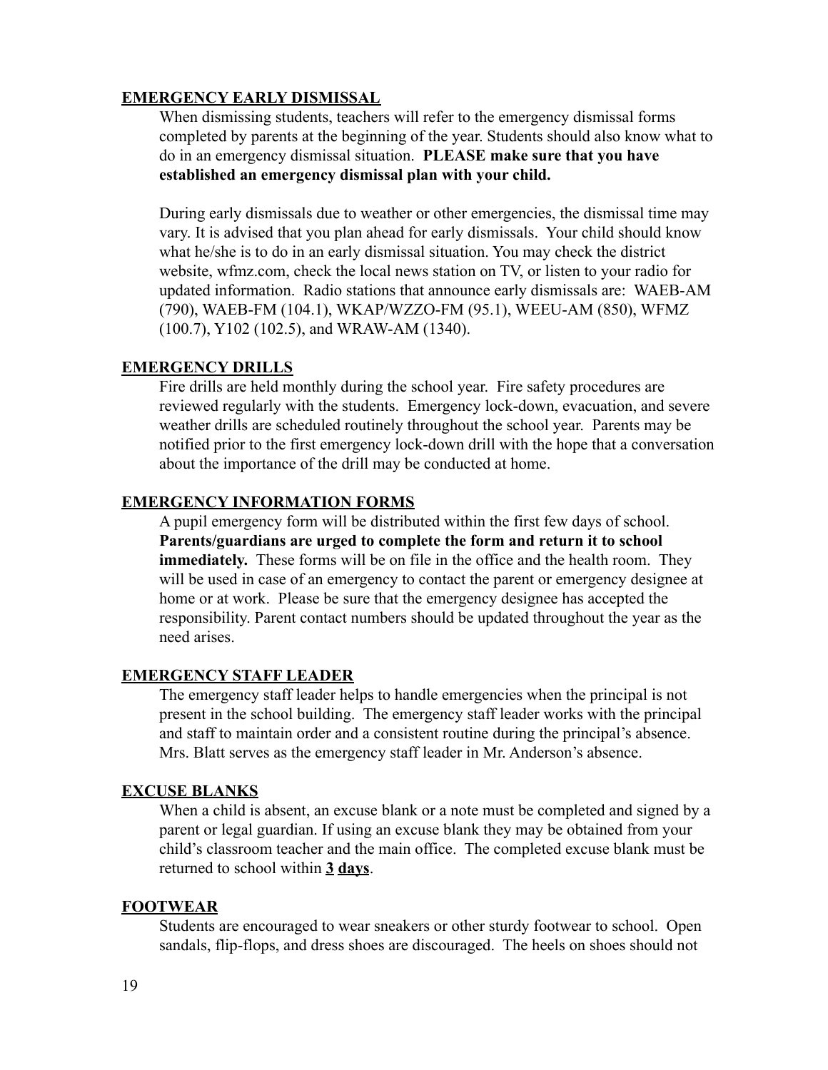## EMERGENCY EARLY DISMISSAL

When dismissing students, teachers will refer to the emergency dismissal forms completed by parents at the beginning of the year. Students should also know what to do in an emergency dismissal situation. **PLEASE make sure that you have established an emergency dismissal plan with your child.**

During early dismissals due to weather or other emergencies, the dismissal time may vary. It is advised that you plan ahead for early dismissals. Your child should know what he/she is to do in an early dismissal situation. You may check the district website, wfmz.com, check the local news station on TV, or listen to your radio for updated information. Radio stations that announce early dismissals are: WAEB-AM (790), WAEB-FM (104.1), WKAP/WZZO-FM (95.1), WEEU-AM (850), WFMZ (100.7), Y102 (102.5), and WRAW-AM (1340).

## EMERGENCY DRILLS

Fire drills are held monthly during the school year. Fire safety procedures are reviewed regularly with the students. Emergency lock-down, evacuation, and severe weather drills are scheduled routinely throughout the school year. Parents may be notified prior to the first emergency lock-down drill with the hope that a conversation about the importance of the drill may be conducted at home.

## EMERGENCY INFORMATION FORMS

A pupil emergency form will be distributed within the first few days of school. **Parents/guardians are urged to complete the form and return it to school immediately.** These forms will be on file in the office and the health room. They will be used in case of an emergency to contact the parent or emergency designee at home or at work. Please be sure that the emergency designee has accepted the responsibility. Parent contact numbers should be updated throughout the year as the need arises.

## EMERGENCY STAFF LEADER

The emergency staff leader helps to handle emergencies when the principal is not present in the school building. The emergency staff leader works with the principal and staff to maintain order and a consistent routine during the principal's absence. Mrs. Blatt serves as the emergency staff leader in Mr. Anderson's absence.

## EXCUSE BLANKS

When a child is absent, an excuse blank or a note must be completed and signed by a parent or legal guardian. If using an excuse blank they may be obtained from your child's classroom teacher and the main office. The completed excuse blank must be returned to school within **3** **days**.

## FOOTWEAR

Students are encouraged to wear sneakers or other sturdy footwear to school. Open sandals, flip-flops, and dress shoes are discouraged. The heels on shoes should not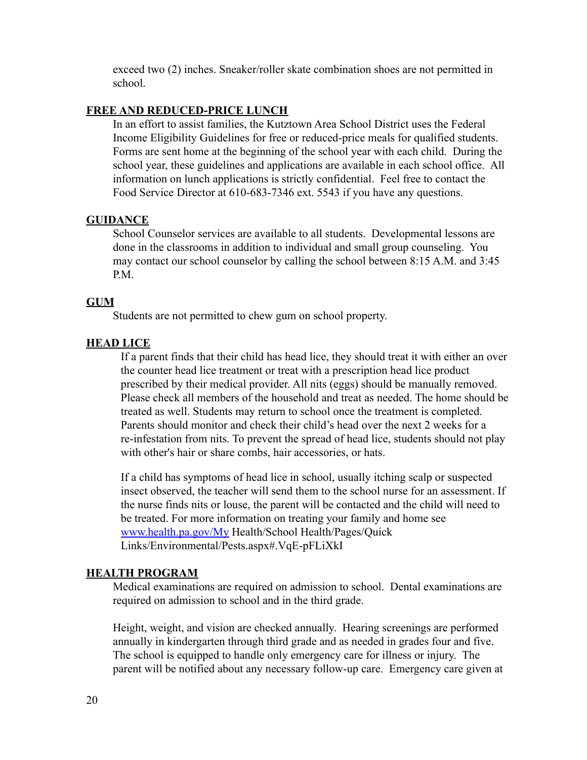exceed two (2) inches. Sneaker/roller skate combination shoes are not permitted in school.

## FREE AND REDUCED-PRICE LUNCH

In an effort to assist families, the Kutztown Area School District uses the Federal Income Eligibility Guidelines for free or reduced-price meals for qualified students. Forms are sent home at the beginning of the school year with each child. During the school year, these guidelines and applications are available in each school office. All information on lunch applications is strictly confidential. Feel free to contact the Food Service Director at 610-683-7346 ext. 5543 if you have any questions.

## GUIDANCE

School Counselor services are available to all students. Developmental lessons are done in the classrooms in addition to individual and small group counseling. You may contact our school counselor by calling the school between 8:15 A.M. and 3:45 P.M.

## GUM

Students are not permitted to chew gum on school property.

## HEAD LICE

If a parent finds that their child has head lice, they should treat it with either an over the counter head lice treatment or treat with a prescription head lice product prescribed by their medical provider. All nits (eggs) should be manually removed. Please check all members of the household and treat as needed. The home should be treated as well. Students may return to school once the treatment is completed. Parents should monitor and check their child's head over the next 2 weeks for a re-infestation from nits. To prevent the spread of head lice, students should not play with other's hair or share combs, hair accessories, or hats.

If a child has symptoms of head lice in school, usually itching scalp or suspected insect observed, the teacher will send them to the school nurse for an assessment. If the nurse finds nits or louse, the parent will be contacted and the child will need to be treated. For more information on treating your family and home see [www.health.pa.gov/My](http://www.health.pa.gov/My) Health/School Health/Pages/Quick Links/Environmental/Pests.aspx#.VqE-pFLiXkI

## HEALTH PROGRAM

Medical examinations are required on admission to school. Dental examinations are required on admission to school and in the third grade.

Height, weight, and vision are checked annually. Hearing screenings are performed annually in kindergarten through third grade and as needed in grades four and five. The school is equipped to handle only emergency care for illness or injury. The parent will be notified about any necessary follow-up care. Emergency care given at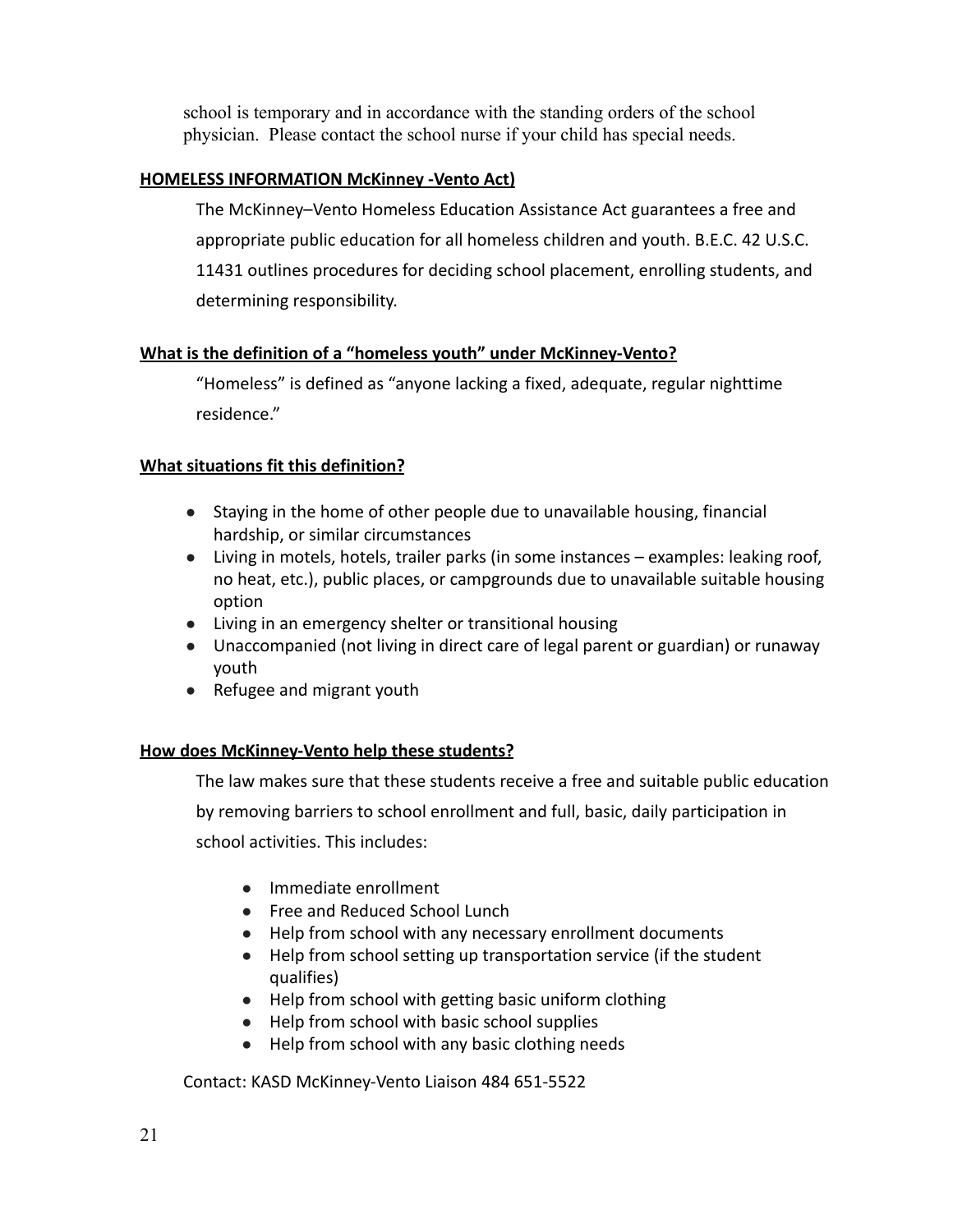school is temporary and in accordance with the standing orders of the school physician. Please contact the school nurse if your child has special needs.

**HOMELESS INFORMATION McKinney -Vento Act)**

The McKinney–Vento Homeless Education Assistance Act guarantees a free and appropriate public education for all homeless children and youth. B.E.C. 42 U.S.C. 11431 outlines procedures for deciding school placement, enrolling students, and determining responsibility.

**What is the definition of a "homeless youth" under McKinney-Vento?**

"Homeless" is defined as "anyone lacking a fixed, adequate, regular nighttime residence."

**What situations fit this definition?**

- Staying in the home of other people due to unavailable housing, financial hardship, or similar circumstances
- Living in motels, hotels, trailer parks (in some instances – examples: leaking roof, no heat, etc.), public places, or campgrounds due to unavailable suitable housing option
- Living in an emergency shelter or transitional housing
- Unaccompanied (not living in direct care of legal parent or guardian) or runaway youth
- Refugee and migrant youth

**How does McKinney-Vento help these students?**

The law makes sure that these students receive a free and suitable public education by removing barriers to school enrollment and full, basic, daily participation in school activities. This includes:

- Immediate enrollment
- Free and Reduced School Lunch
- Help from school with any necessary enrollment documents
- Help from school setting up transportation service (if the student qualifies)
- Help from school with getting basic uniform clothing
- Help from school with basic school supplies
- Help from school with any basic clothing needs

Contact: KASD McKinney-Vento Liaison 484 651-5522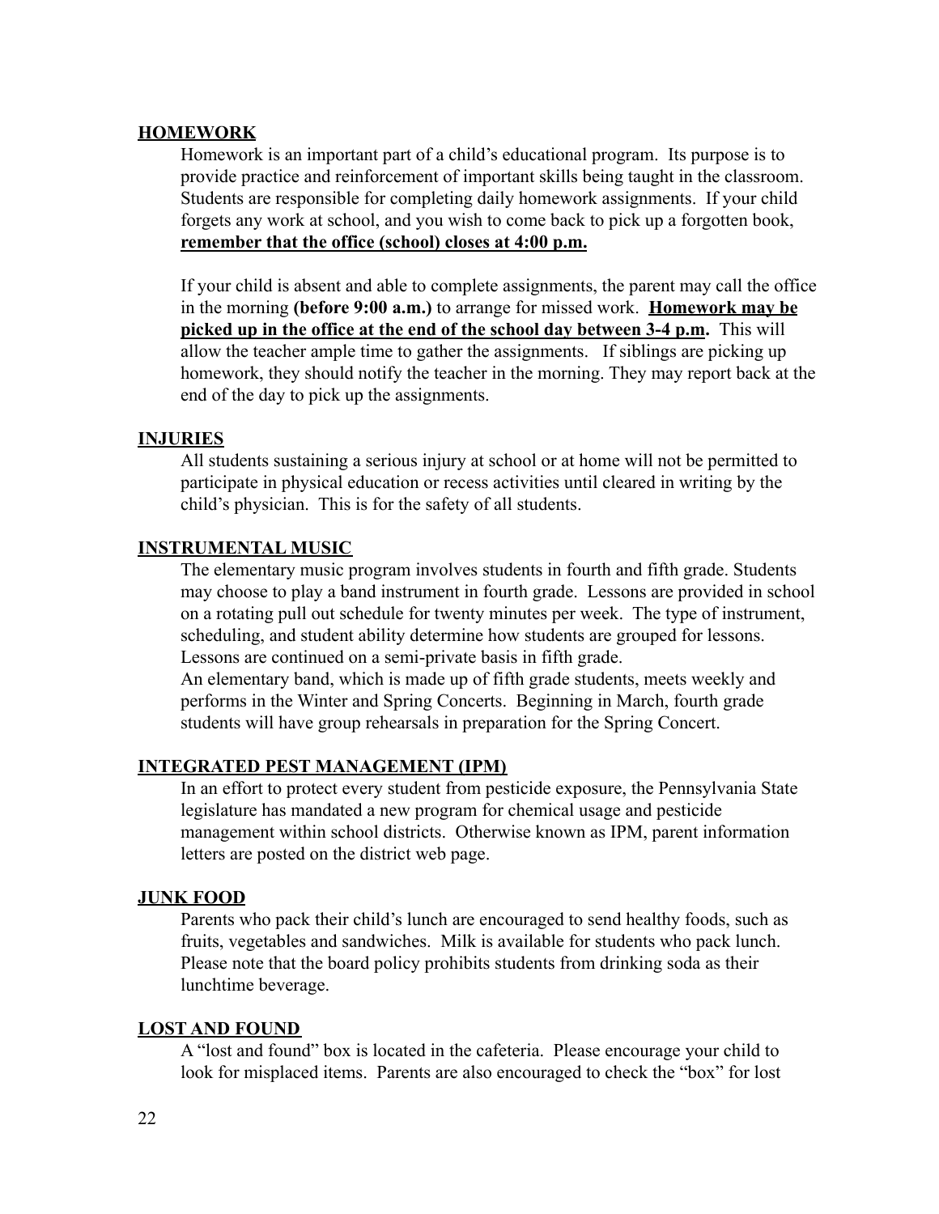## HOMEWORK

Homework is an important part of a child's educational program. Its purpose is to provide practice and reinforcement of important skills being taught in the classroom. Students are responsible for completing daily homework assignments. If your child forgets any work at school, and you wish to come back to pick up a forgotten book, **remember that the office (school) closes at 4:00 p.m.**

If your child is absent and able to complete assignments, the parent may call the office in the morning **(before 9:00 a.m.)** to arrange for missed work. **Homework may be picked up in the office at the end of the school day between 3-4 p.m.** This will allow the teacher ample time to gather the assignments. If siblings are picking up homework, they should notify the teacher in the morning. They may report back at the end of the day to pick up the assignments.

## INJURIES

All students sustaining a serious injury at school or at home will not be permitted to participate in physical education or recess activities until cleared in writing by the child's physician. This is for the safety of all students.

## INSTRUMENTAL MUSIC

The elementary music program involves students in fourth and fifth grade. Students may choose to play a band instrument in fourth grade. Lessons are provided in school on a rotating pull out schedule for twenty minutes per week. The type of instrument, scheduling, and student ability determine how students are grouped for lessons. Lessons are continued on a semi-private basis in fifth grade.

An elementary band, which is made up of fifth grade students, meets weekly and performs in the Winter and Spring Concerts. Beginning in March, fourth grade students will have group rehearsals in preparation for the Spring Concert.

## INTEGRATED PEST MANAGEMENT (IPM)

In an effort to protect every student from pesticide exposure, the Pennsylvania State legislature has mandated a new program for chemical usage and pesticide management within school districts. Otherwise known as IPM, parent information letters are posted on the district web page.

## JUNK FOOD

Parents who pack their child's lunch are encouraged to send healthy foods, such as fruits, vegetables and sandwiches. Milk is available for students who pack lunch. Please note that the board policy prohibits students from drinking soda as their lunchtime beverage.

## LOST AND FOUND

A "lost and found" box is located in the cafeteria. Please encourage your child to look for misplaced items. Parents are also encouraged to check the "box" for lost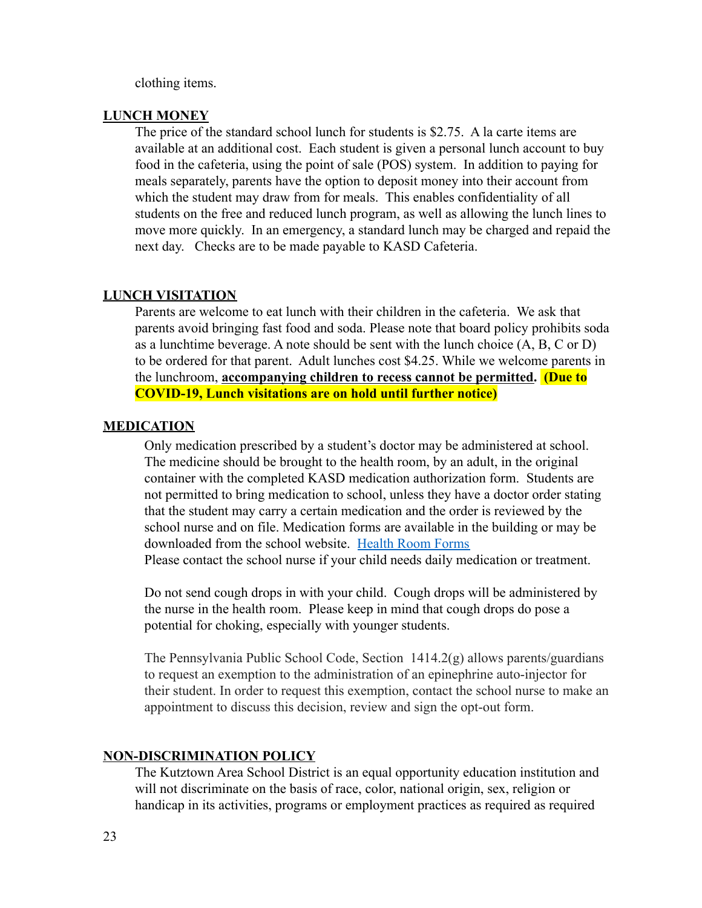clothing items.

## LUNCH MONEY

The price of the standard school lunch for students is $2.75. A la carte items are available at an additional cost. Each student is given a personal lunch account to buy food in the cafeteria, using the point of sale (POS) system. In addition to paying for meals separately, parents have the option to deposit money into their account from which the student may draw from for meals. This enables confidentiality of all students on the free and reduced lunch program, as well as allowing the lunch lines to move more quickly. In an emergency, a standard lunch may be charged and repaid the next day. Checks are to be made payable to KASD Cafeteria.

## LUNCH VISITATION

Parents are welcome to eat lunch with their children in the cafeteria. We ask that parents avoid bringing fast food and soda. Please note that board policy prohibits soda as a lunchtime beverage. A note should be sent with the lunch choice (A, B, C or D) to be ordered for that parent. Adult lunches cost $4.25. While we welcome parents in the lunchroom, **accompanying children to recess cannot be permitted**. **(Due to COVID-19, Lunch visitations are on hold until further notice)**

## MEDICATION

Only medication prescribed by a student's doctor may be administered at school. The medicine should be brought to the health room, by an adult, in the original container with the completed KASD medication authorization form. Students are not permitted to bring medication to school, unless they have a doctor order stating that the student may carry a certain medication and the order is reviewed by the school nurse and on file. Medication forms are available in the building or may be downloaded from the school website. Health Room Forms
Please contact the school nurse if your child needs daily medication or treatment.

Do not send cough drops in with your child. Cough drops will be administered by the nurse in the health room. Please keep in mind that cough drops do pose a potential for choking, especially with younger students.

The Pennsylvania Public School Code, Section 1414.2(g) allows parents/guardians to request an exemption to the administration of an epinephrine auto-injector for their student. In order to request this exemption, contact the school nurse to make an appointment to discuss this decision, review and sign the opt-out form.

## NON-DISCRIMINATION POLICY

The Kutztown Area School District is an equal opportunity education institution and will not discriminate on the basis of race, color, national origin, sex, religion or handicap in its activities, programs or employment practices as required as required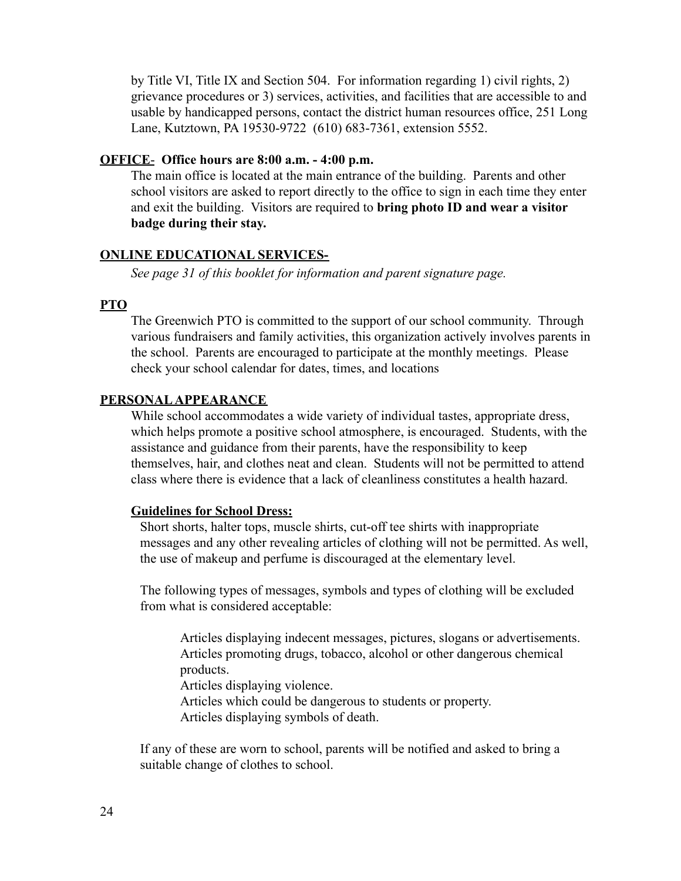by Title VI, Title IX and Section 504. For information regarding 1) civil rights, 2) grievance procedures or 3) services, activities, and facilities that are accessible to and usable by handicapped persons, contact the district human resources office, 251 Long Lane, Kutztown, PA 19530-9722 (610) 683-7361, extension 5552.

**OFFICE**- **Office hours are 8:00 a.m. - 4:00 p.m.**

The main office is located at the main entrance of the building. Parents and other school visitors are asked to report directly to the office to sign in each time they enter and exit the building. Visitors are required to **bring photo ID and wear a visitor badge during their stay.**

**ONLINE EDUCATIONAL SERVICES-**

*See page 31 of this booklet for information and parent signature page.*

**PTO**

The Greenwich PTO is committed to the support of our school community. Through various fundraisers and family activities, this organization actively involves parents in the school. Parents are encouraged to participate at the monthly meetings. Please check your school calendar for dates, times, and locations

**PERSONAL APPEARANCE**

While school accommodates a wide variety of individual tastes, appropriate dress, which helps promote a positive school atmosphere, is encouraged. Students, with the assistance and guidance from their parents, have the responsibility to keep themselves, hair, and clothes neat and clean. Students will not be permitted to attend class where there is evidence that a lack of cleanliness constitutes a health hazard.

**Guidelines for School Dress:**

Short shorts, halter tops, muscle shirts, cut-off tee shirts with inappropriate messages and any other revealing articles of clothing will not be permitted. As well, the use of makeup and perfume is discouraged at the elementary level.

The following types of messages, symbols and types of clothing will be excluded from what is considered acceptable:

Articles displaying indecent messages, pictures, slogans or advertisements.
Articles promoting drugs, tobacco, alcohol or other dangerous chemical products.
Articles displaying violence.
Articles which could be dangerous to students or property.
Articles displaying symbols of death.

If any of these are worn to school, parents will be notified and asked to bring a suitable change of clothes to school.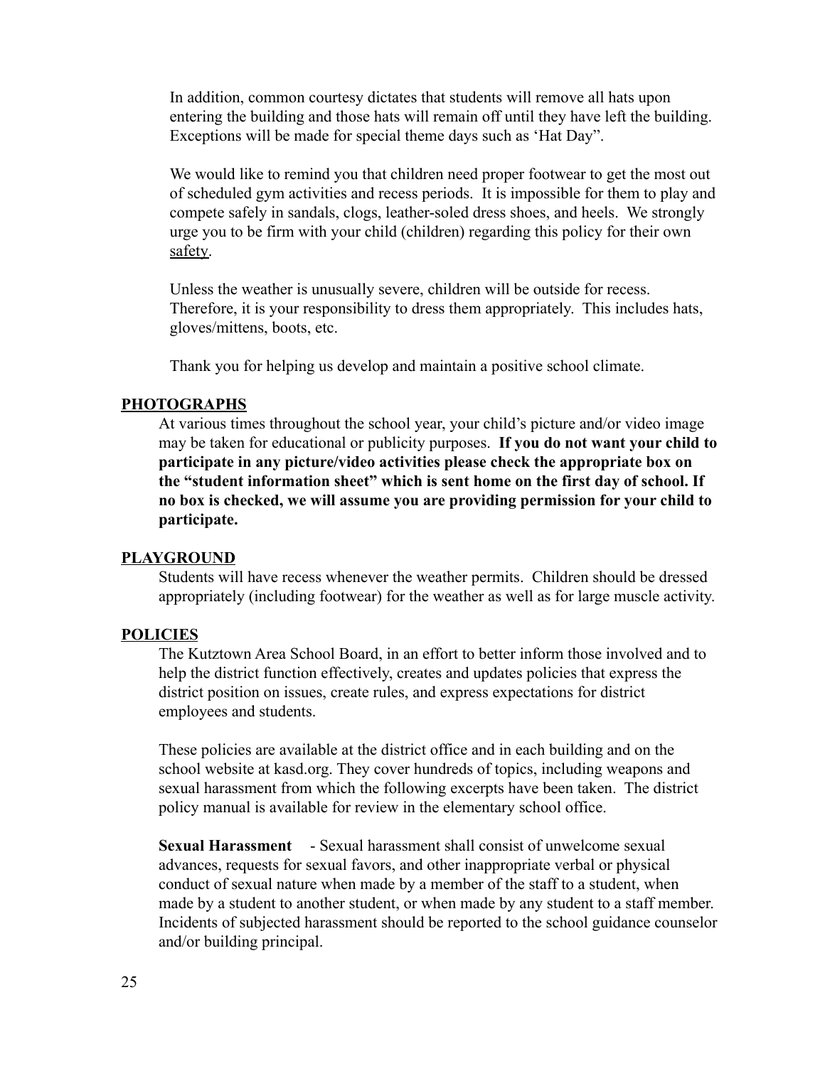In addition, common courtesy dictates that students will remove all hats upon entering the building and those hats will remain off until they have left the building. Exceptions will be made for special theme days such as 'Hat Day".

We would like to remind you that children need proper footwear to get the most out of scheduled gym activities and recess periods. It is impossible for them to play and compete safely in sandals, clogs, leather-soled dress shoes, and heels. We strongly urge you to be firm with your child (children) regarding this policy for their own safety.

Unless the weather is unusually severe, children will be outside for recess. Therefore, it is your responsibility to dress them appropriately. This includes hats, gloves/mittens, boots, etc.

Thank you for helping us develop and maintain a positive school climate.

## PHOTOGRAPHS

At various times throughout the school year, your child's picture and/or video image may be taken for educational or publicity purposes. **If you do not want your child to participate in any picture/video activities please check the appropriate box on the "student information sheet" which is sent home on the first day of school. If no box is checked, we will assume you are providing permission for your child to participate.**

## PLAYGROUND

Students will have recess whenever the weather permits. Children should be dressed appropriately (including footwear) for the weather as well as for large muscle activity.

## POLICIES

The Kutztown Area School Board, in an effort to better inform those involved and to help the district function effectively, creates and updates policies that express the district position on issues, create rules, and express expectations for district employees and students.

These policies are available at the district office and in each building and on the school website at kasd.org. They cover hundreds of topics, including weapons and sexual harassment from which the following excerpts have been taken. The district policy manual is available for review in the elementary school office.

**Sexual Harassment** - Sexual harassment shall consist of unwelcome sexual advances, requests for sexual favors, and other inappropriate verbal or physical conduct of sexual nature when made by a member of the staff to a student, when made by a student to another student, or when made by any student to a staff member. Incidents of subjected harassment should be reported to the school guidance counselor and/or building principal.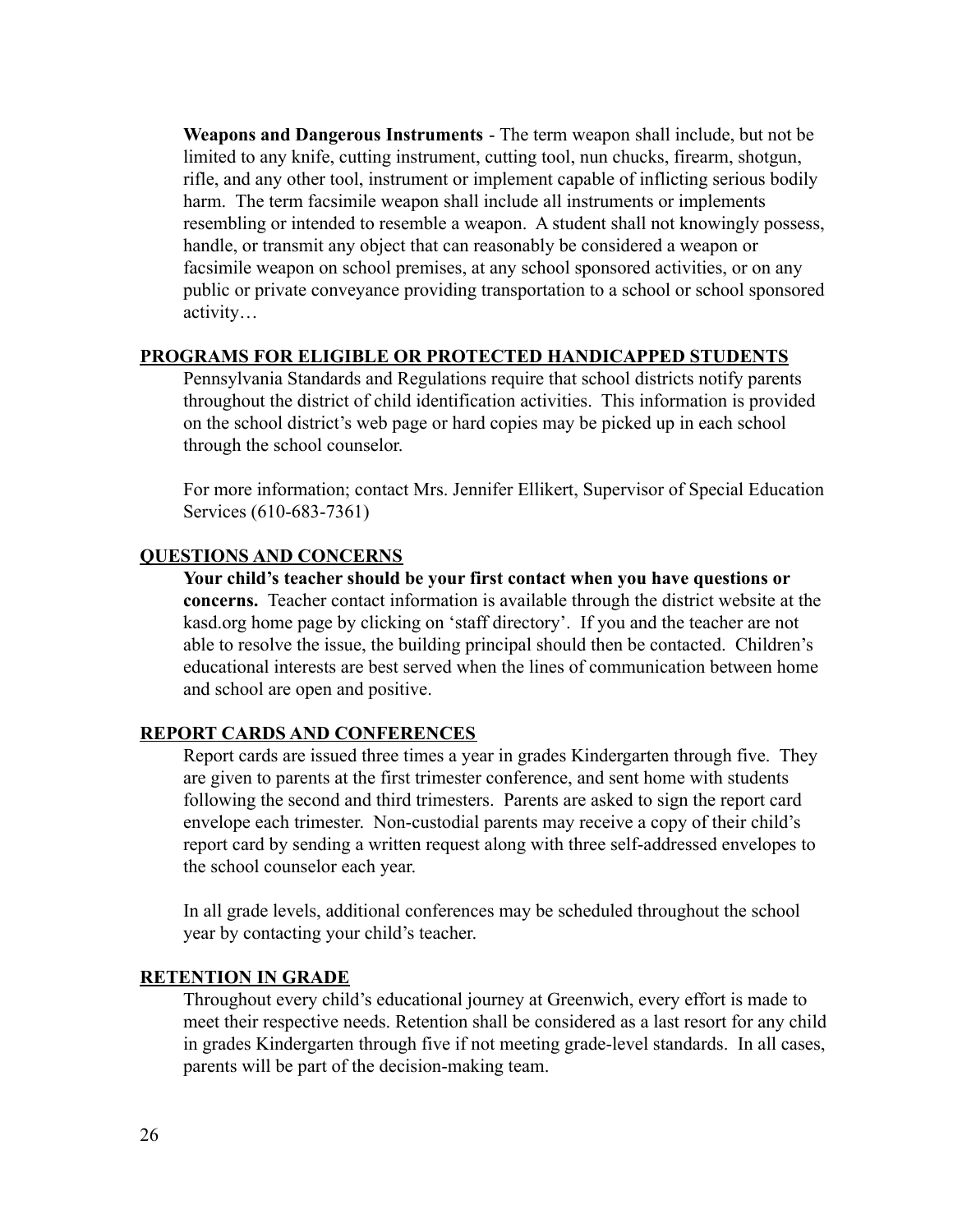**Weapons and Dangerous Instruments** - The term weapon shall include, but not be limited to any knife, cutting instrument, cutting tool, nun chucks, firearm, shotgun, rifle, and any other tool, instrument or implement capable of inflicting serious bodily harm. The term facsimile weapon shall include all instruments or implements resembling or intended to resemble a weapon. A student shall not knowingly possess, handle, or transmit any object that can reasonably be considered a weapon or facsimile weapon on school premises, at any school sponsored activities, or on any public or private conveyance providing transportation to a school or school sponsored activity…

## PROGRAMS FOR ELIGIBLE OR PROTECTED HANDICAPPED STUDENTS

Pennsylvania Standards and Regulations require that school districts notify parents throughout the district of child identification activities. This information is provided on the school district's web page or hard copies may be picked up in each school through the school counselor.

For more information; contact Mrs. Jennifer Ellikert, Supervisor of Special Education Services (610-683-7361)

## QUESTIONS AND CONCERNS

**Your child's teacher should be your first contact when you have questions or concerns.** Teacher contact information is available through the district website at the kasd.org home page by clicking on 'staff directory'. If you and the teacher are not able to resolve the issue, the building principal should then be contacted. Children's educational interests are best served when the lines of communication between home and school are open and positive.

## REPORT CARDS AND CONFERENCES

Report cards are issued three times a year in grades Kindergarten through five. They are given to parents at the first trimester conference, and sent home with students following the second and third trimesters. Parents are asked to sign the report card envelope each trimester. Non-custodial parents may receive a copy of their child's report card by sending a written request along with three self-addressed envelopes to the school counselor each year.

In all grade levels, additional conferences may be scheduled throughout the school year by contacting your child's teacher.

## RETENTION IN GRADE

Throughout every child's educational journey at Greenwich, every effort is made to meet their respective needs. Retention shall be considered as a last resort for any child in grades Kindergarten through five if not meeting grade-level standards. In all cases, parents will be part of the decision-making team.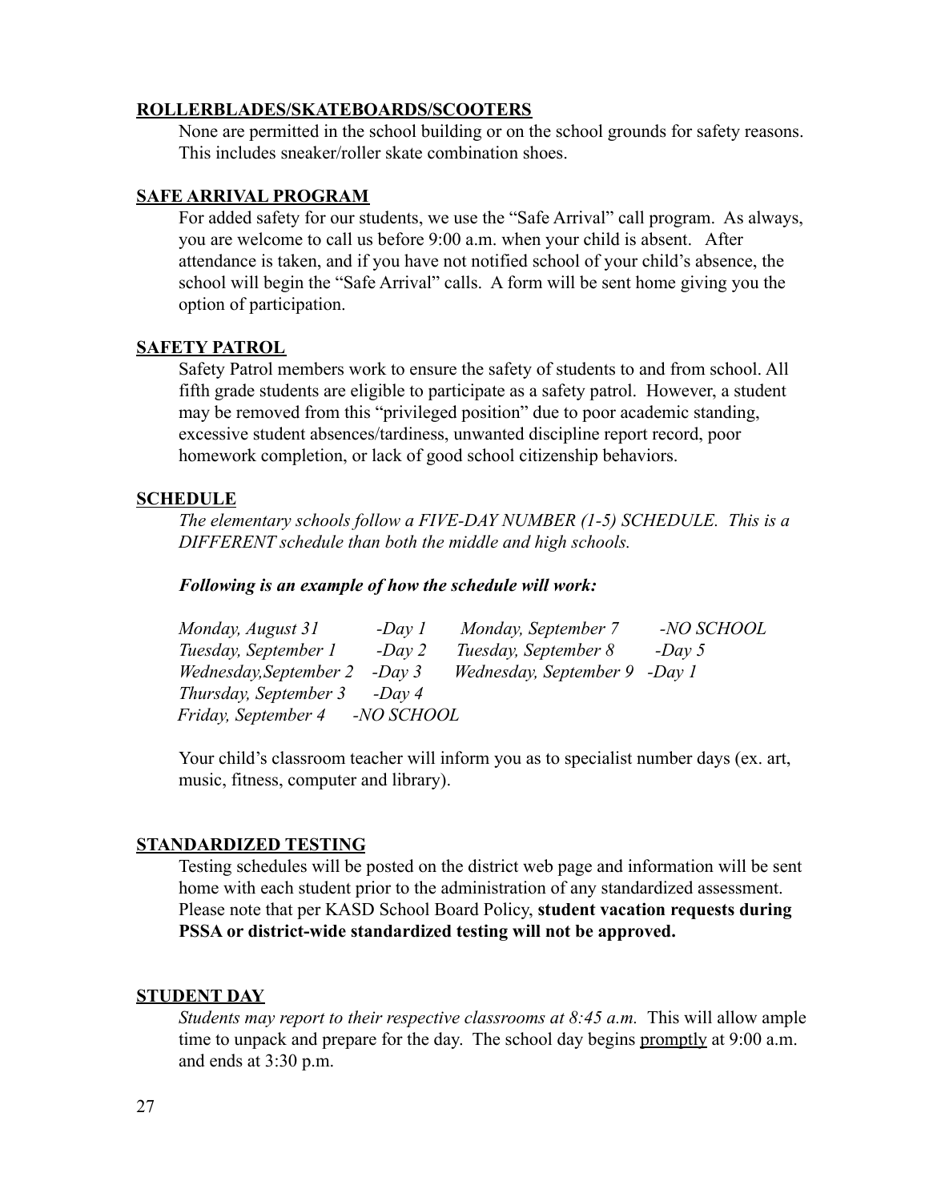**ROLLERBLADES/SKATEBOARDS/SCOOTERS**

None are permitted in the school building or on the school grounds for safety reasons. This includes sneaker/roller skate combination shoes.

**SAFE ARRIVAL PROGRAM**

For added safety for our students, we use the "Safe Arrival" call program. As always, you are welcome to call us before 9:00 a.m. when your child is absent. After attendance is taken, and if you have not notified school of your child's absence, the school will begin the "Safe Arrival" calls. A form will be sent home giving you the option of participation.

**SAFETY PATROL**

Safety Patrol members work to ensure the safety of students to and from school. All fifth grade students are eligible to participate as a safety patrol. However, a student may be removed from this "privileged position" due to poor academic standing, excessive student absences/tardiness, unwanted discipline report record, poor homework completion, or lack of good school citizenship behaviors.

**SCHEDULE**

*The elementary schools follow a FIVE-DAY NUMBER (1-5) SCHEDULE. This is a DIFFERENT schedule than both the middle and high schools.*

***Following is an example of how the schedule will work:***

| | | | |
|---|---|---|---|
| *Monday, August 31* | *-Day 1* | *Monday, September 7* | *-NO SCHOOL* |
| *Tuesday, September 1* | *-Day 2* | *Tuesday, September 8* | *-Day 5* |
| *Wednesday,September 2* | *-Day 3* | *Wednesday, September 9* | *-Day 1* |
| *Thursday, September 3* | *-Day 4* | | |
| *Friday, September 4* | *-NO SCHOOL* | | |

Your child's classroom teacher will inform you as to specialist number days (ex. art, music, fitness, computer and library).

**STANDARDIZED TESTING**

Testing schedules will be posted on the district web page and information will be sent home with each student prior to the administration of any standardized assessment. Please note that per KASD School Board Policy, **student vacation requests during PSSA or district-wide standardized testing will not be approved.**

**STUDENT DAY**

*Students may report to their respective classrooms at 8:45 a.m.* This will allow ample time to unpack and prepare for the day. The school day begins promptly at 9:00 a.m. and ends at 3:30 p.m.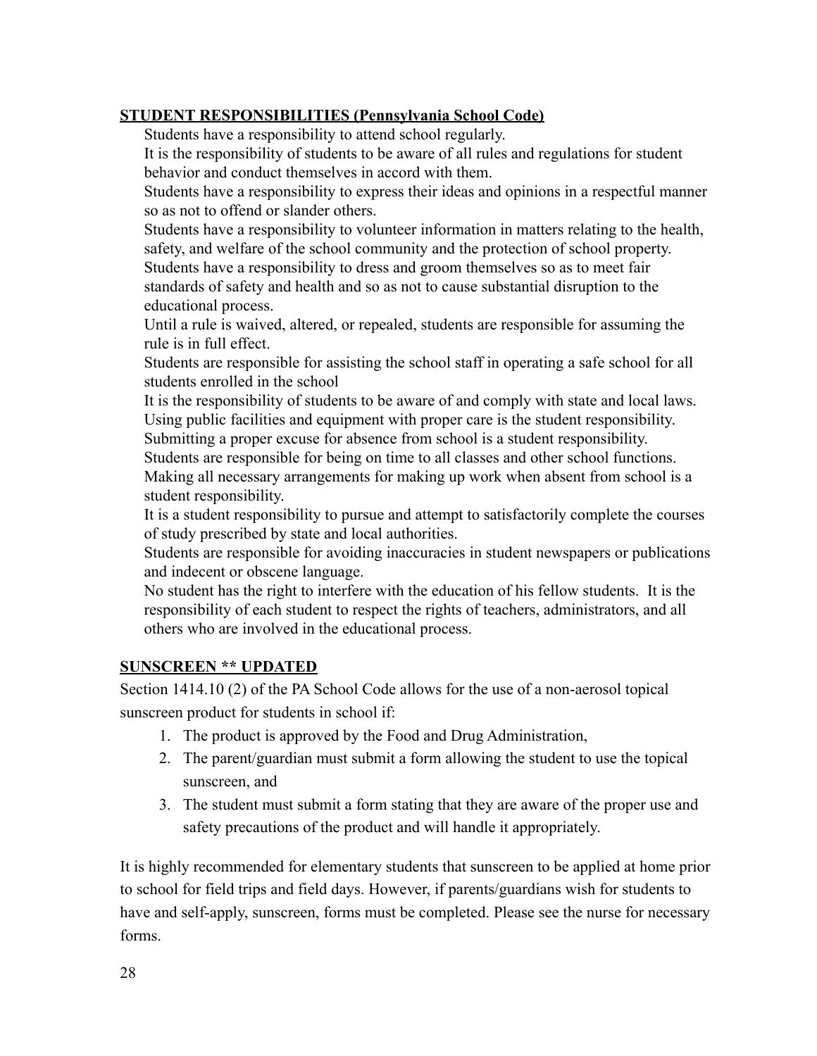**STUDENT RESPONSIBILITIES (Pennsylvania School Code)**

Students have a responsibility to attend school regularly.

It is the responsibility of students to be aware of all rules and regulations for student behavior and conduct themselves in accord with them.

Students have a responsibility to express their ideas and opinions in a respectful manner so as not to offend or slander others.

Students have a responsibility to volunteer information in matters relating to the health, safety, and welfare of the school community and the protection of school property.

Students have a responsibility to dress and groom themselves so as to meet fair standards of safety and health and so as not to cause substantial disruption to the educational process.

Until a rule is waived, altered, or repealed, students are responsible for assuming the rule is in full effect.

Students are responsible for assisting the school staff in operating a safe school for all students enrolled in the school

It is the responsibility of students to be aware of and comply with state and local laws.

Using public facilities and equipment with proper care is the student responsibility.

Submitting a proper excuse for absence from school is a student responsibility.

Students are responsible for being on time to all classes and other school functions.

Making all necessary arrangements for making up work when absent from school is a student responsibility.

It is a student responsibility to pursue and attempt to satisfactorily complete the courses of study prescribed by state and local authorities.

Students are responsible for avoiding inaccuracies in student newspapers or publications and indecent or obscene language.

No student has the right to interfere with the education of his fellow students. It is the responsibility of each student to respect the rights of teachers, administrators, and all others who are involved in the educational process.

**SUNSCREEN ** UPDATED**

Section 1414.10 (2) of the PA School Code allows for the use of a non-aerosol topical sunscreen product for students in school if:

1. The product is approved by the Food and Drug Administration,
2. The parent/guardian must submit a form allowing the student to use the topical sunscreen, and
3. The student must submit a form stating that they are aware of the proper use and safety precautions of the product and will handle it appropriately.

It is highly recommended for elementary students that sunscreen to be applied at home prior to school for field trips and field days. However, if parents/guardians wish for students to have and self-apply, sunscreen, forms must be completed. Please see the nurse for necessary forms.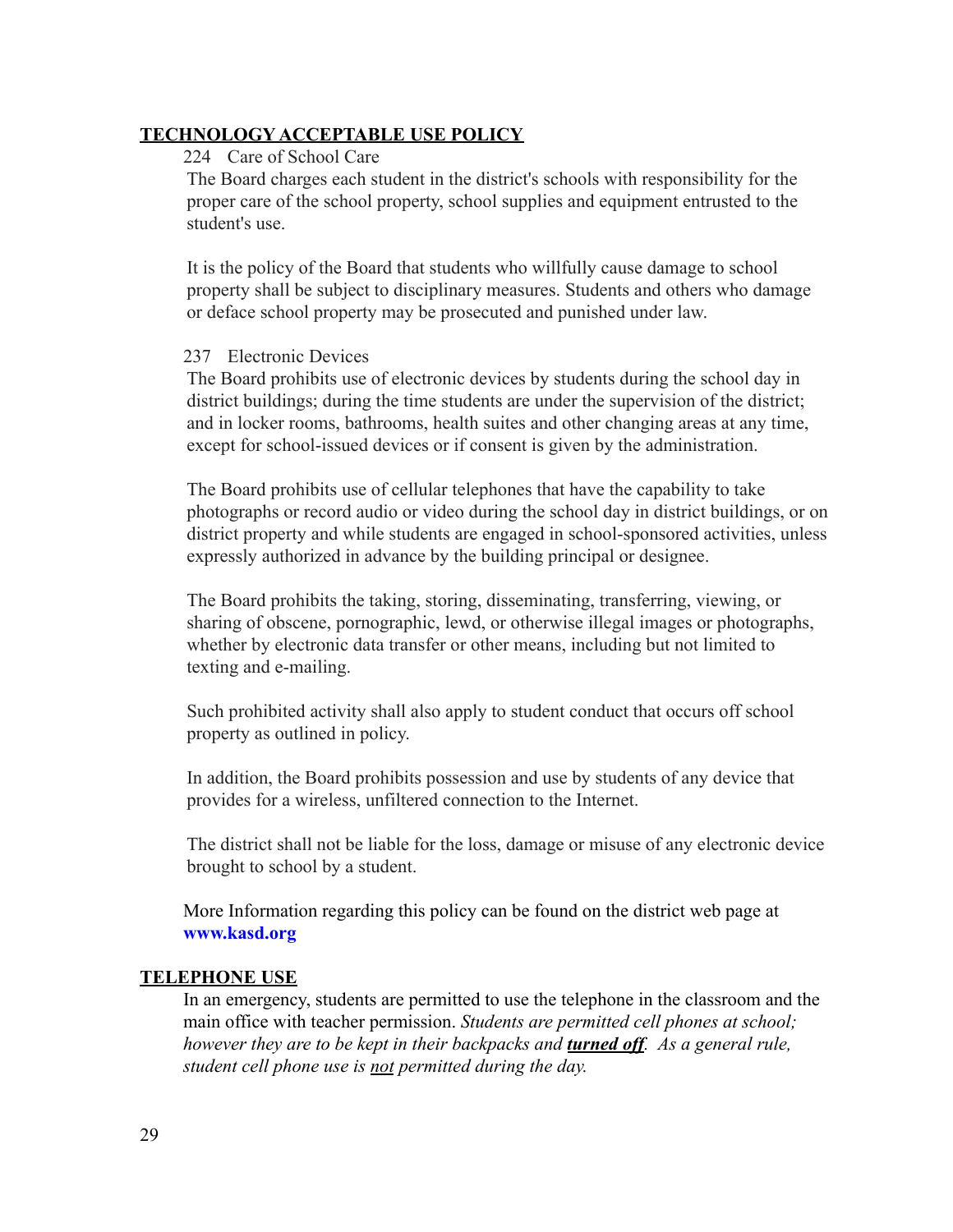## **<u>TECHNOLOGY ACCEPTABLE USE POLICY</u>**

224 Care of School Care

The Board charges each student in the district's schools with responsibility for the proper care of the school property, school supplies and equipment entrusted to the student's use.

It is the policy of the Board that students who willfully cause damage to school property shall be subject to disciplinary measures. Students and others who damage or deface school property may be prosecuted and punished under law.

237 Electronic Devices

The Board prohibits use of electronic devices by students during the school day in district buildings; during the time students are under the supervision of the district; and in locker rooms, bathrooms, health suites and other changing areas at any time, except for school-issued devices or if consent is given by the administration.

The Board prohibits use of cellular telephones that have the capability to take photographs or record audio or video during the school day in district buildings, or on district property and while students are engaged in school-sponsored activities, unless expressly authorized in advance by the building principal or designee.

The Board prohibits the taking, storing, disseminating, transferring, viewing, or sharing of obscene, pornographic, lewd, or otherwise illegal images or photographs, whether by electronic data transfer or other means, including but not limited to texting and e-mailing.

Such prohibited activity shall also apply to student conduct that occurs off school property as outlined in policy.

In addition, the Board prohibits possession and use by students of any device that provides for a wireless, unfiltered connection to the Internet.

The district shall not be liable for the loss, damage or misuse of any electronic device brought to school by a student.

More Information regarding this policy can be found on the district web page at **www.kasd.org**

## **<u>TELEPHONE USE</u>**

In an emergency, students are permitted to use the telephone in the classroom and the main office with teacher permission. *Students are permitted cell phones at school; however they are to be kept in their backpacks and* ***<u>turned off</u>****. As a general rule, student cell phone use is <u>not</u> permitted during the day.*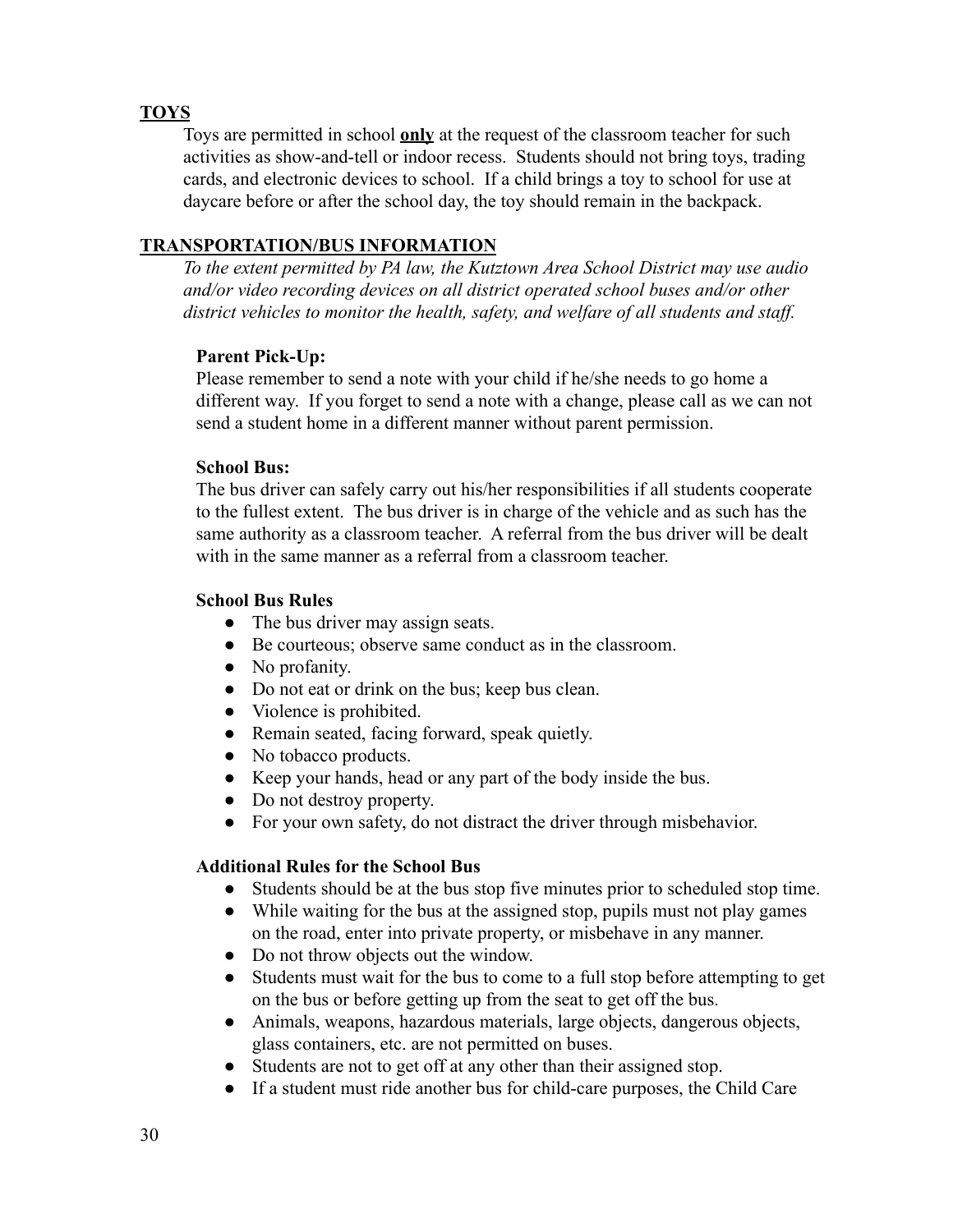## TOYS

Toys are permitted in school **only** at the request of the classroom teacher for such activities as show-and-tell or indoor recess. Students should not bring toys, trading cards, and electronic devices to school. If a child brings a toy to school for use at daycare before or after the school day, the toy should remain in the backpack.

## TRANSPORTATION/BUS INFORMATION

*To the extent permitted by PA law, the Kutztown Area School District may use audio and/or video recording devices on all district operated school buses and/or other district vehicles to monitor the health, safety, and welfare of all students and staff.*

**Parent Pick-Up:**

Please remember to send a note with your child if he/she needs to go home a different way. If you forget to send a note with a change, please call as we can not send a student home in a different manner without parent permission.

**School Bus:**

The bus driver can safely carry out his/her responsibilities if all students cooperate to the fullest extent. The bus driver is in charge of the vehicle and as such has the same authority as a classroom teacher. A referral from the bus driver will be dealt with in the same manner as a referral from a classroom teacher.

**School Bus Rules**

- The bus driver may assign seats.
- Be courteous; observe same conduct as in the classroom.
- No profanity.
- Do not eat or drink on the bus; keep bus clean.
- Violence is prohibited.
- Remain seated, facing forward, speak quietly.
- No tobacco products.
- Keep your hands, head or any part of the body inside the bus.
- Do not destroy property.
- For your own safety, do not distract the driver through misbehavior.

**Additional Rules for the School Bus**

- Students should be at the bus stop five minutes prior to scheduled stop time.
- While waiting for the bus at the assigned stop, pupils must not play games on the road, enter into private property, or misbehave in any manner.
- Do not throw objects out the window.
- Students must wait for the bus to come to a full stop before attempting to get on the bus or before getting up from the seat to get off the bus.
- Animals, weapons, hazardous materials, large objects, dangerous objects, glass containers, etc. are not permitted on buses.
- Students are not to get off at any other than their assigned stop.
- If a student must ride another bus for child-care purposes, the Child Care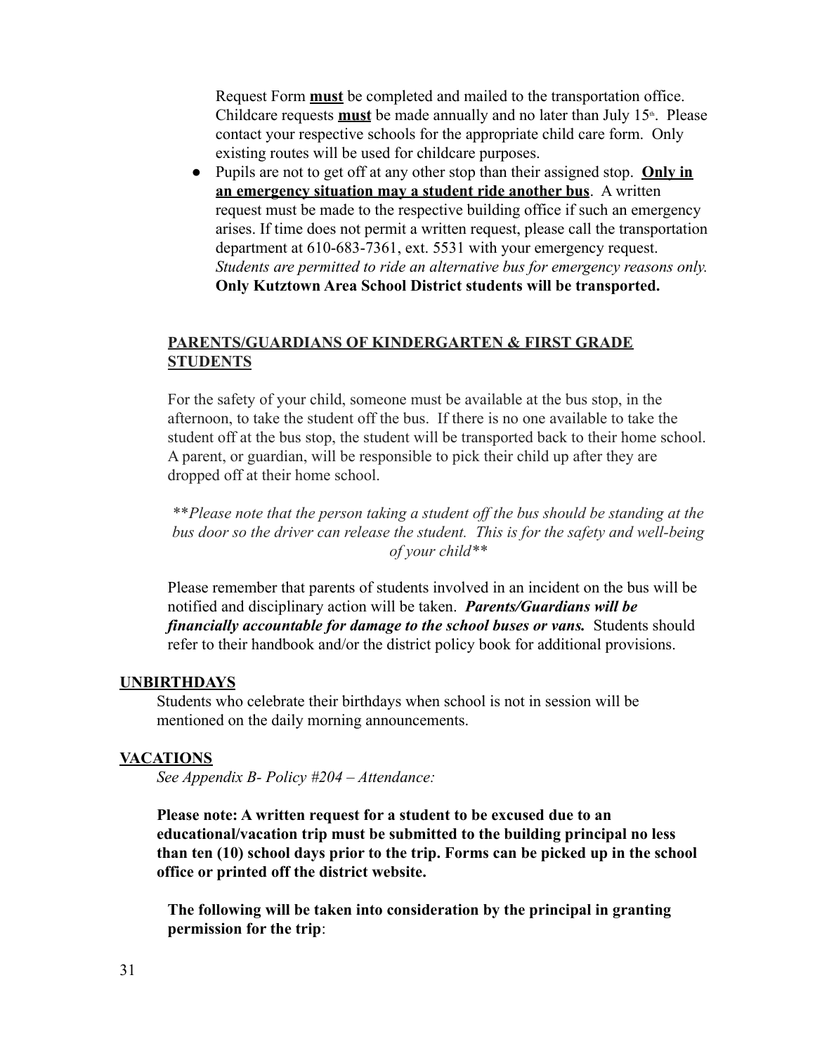Request Form **must** be completed and mailed to the transportation office. Childcare requests **must** be made annually and no later than July 15th. Please contact your respective schools for the appropriate child care form. Only existing routes will be used for childcare purposes.

- Pupils are not to get off at any other stop than their assigned stop. **Only in an emergency situation may a student ride another bus**. A written request must be made to the respective building office if such an emergency arises. If time does not permit a written request, please call the transportation department at 610-683-7361, ext. 5531 with your emergency request. *Students are permitted to ride an alternative bus for emergency reasons only.* **Only Kutztown Area School District students will be transported.**

## PARENTS/GUARDIANS OF KINDERGARTEN & FIRST GRADE STUDENTS

For the safety of your child, someone must be available at the bus stop, in the afternoon, to take the student off the bus. If there is no one available to take the student off at the bus stop, the student will be transported back to their home school. A parent, or guardian, will be responsible to pick their child up after they are dropped off at their home school.

***Please note that the person taking a student off the bus should be standing at the bus door so the driver can release the student. This is for the safety and well-being of your child***

Please remember that parents of students involved in an incident on the bus will be notified and disciplinary action will be taken. ***Parents/Guardians will be financially accountable for damage to the school buses or vans.*** Students should refer to their handbook and/or the district policy book for additional provisions.

## UNBIRTHDAYS

Students who celebrate their birthdays when school is not in session will be mentioned on the daily morning announcements.

## VACATIONS

*See Appendix B- Policy #204 – Attendance:*

**Please note: A written request for a student to be excused due to an educational/vacation trip must be submitted to the building principal no less than ten (10) school days prior to the trip. Forms can be picked up in the school office or printed off the district website.**

**The following will be taken into consideration by the principal in granting permission for the trip**: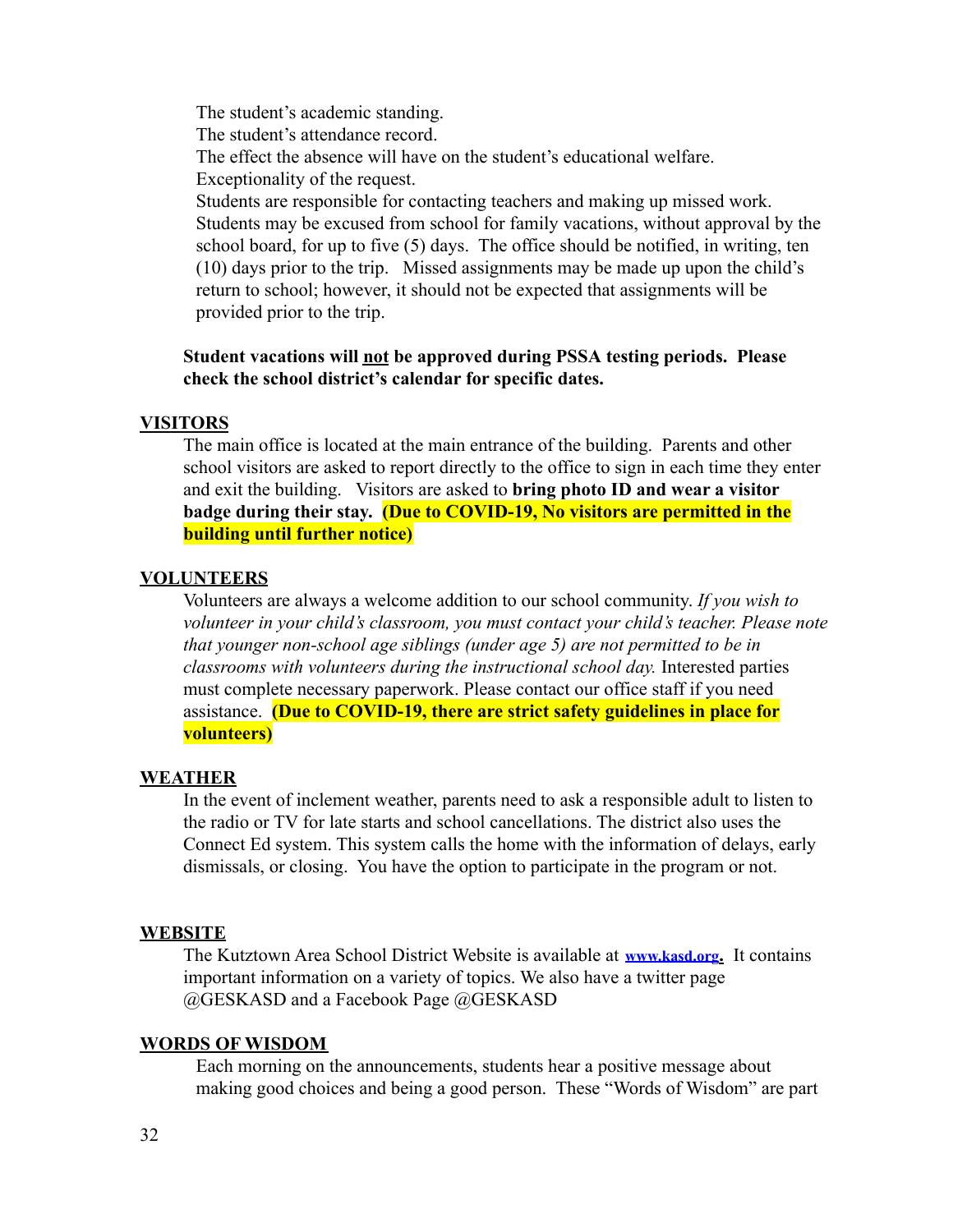The student's academic standing.
The student's attendance record.
The effect the absence will have on the student's educational welfare.
Exceptionality of the request.
Students are responsible for contacting teachers and making up missed work.
Students may be excused from school for family vacations, without approval by the school board, for up to five (5) days. The office should be notified, in writing, ten (10) days prior to the trip. Missed assignments may be made up upon the child's return to school; however, it should not be expected that assignments will be provided prior to the trip.

**Student vacations will not be approved during PSSA testing periods. Please check the school district's calendar for specific dates.**

## VISITORS

The main office is located at the main entrance of the building. Parents and other school visitors are asked to report directly to the office to sign in each time they enter and exit the building. Visitors are asked to **bring photo ID and wear a visitor badge during their stay.** **(Due to COVID-19, No visitors are permitted in the building until further notice)**

## VOLUNTEERS

Volunteers are always a welcome addition to our school community. *If you wish to volunteer in your child's classroom, you must contact your child's teacher. Please note that younger non-school age siblings (under age 5) are not permitted to be in classrooms with volunteers during the instructional school day.* Interested parties must complete necessary paperwork. Please contact our office staff if you need assistance. **(Due to COVID-19, there are strict safety guidelines in place for volunteers)**

## WEATHER

In the event of inclement weather, parents need to ask a responsible adult to listen to the radio or TV for late starts and school cancellations. The district also uses the Connect Ed system. This system calls the home with the information of delays, early dismissals, or closing. You have the option to participate in the program or not.

## WEBSITE

The Kutztown Area School District Website is available at www.kasd.org. It contains important information on a variety of topics. We also have a twitter page @GESKASD and a Facebook Page @GESKASD

## WORDS OF WISDOM

Each morning on the announcements, students hear a positive message about making good choices and being a good person. These "Words of Wisdom" are part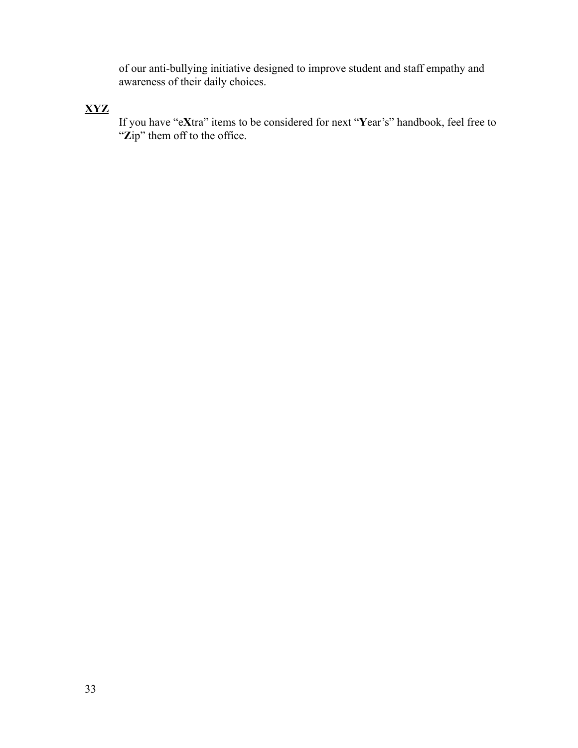of our anti-bullying initiative designed to improve student and staff empathy and awareness of their daily choices.

**<u>XYZ</u>**

If you have "e**X**tra" items to be considered for next "**Y**ear's" handbook, feel free to "**Z**ip" them off to the office.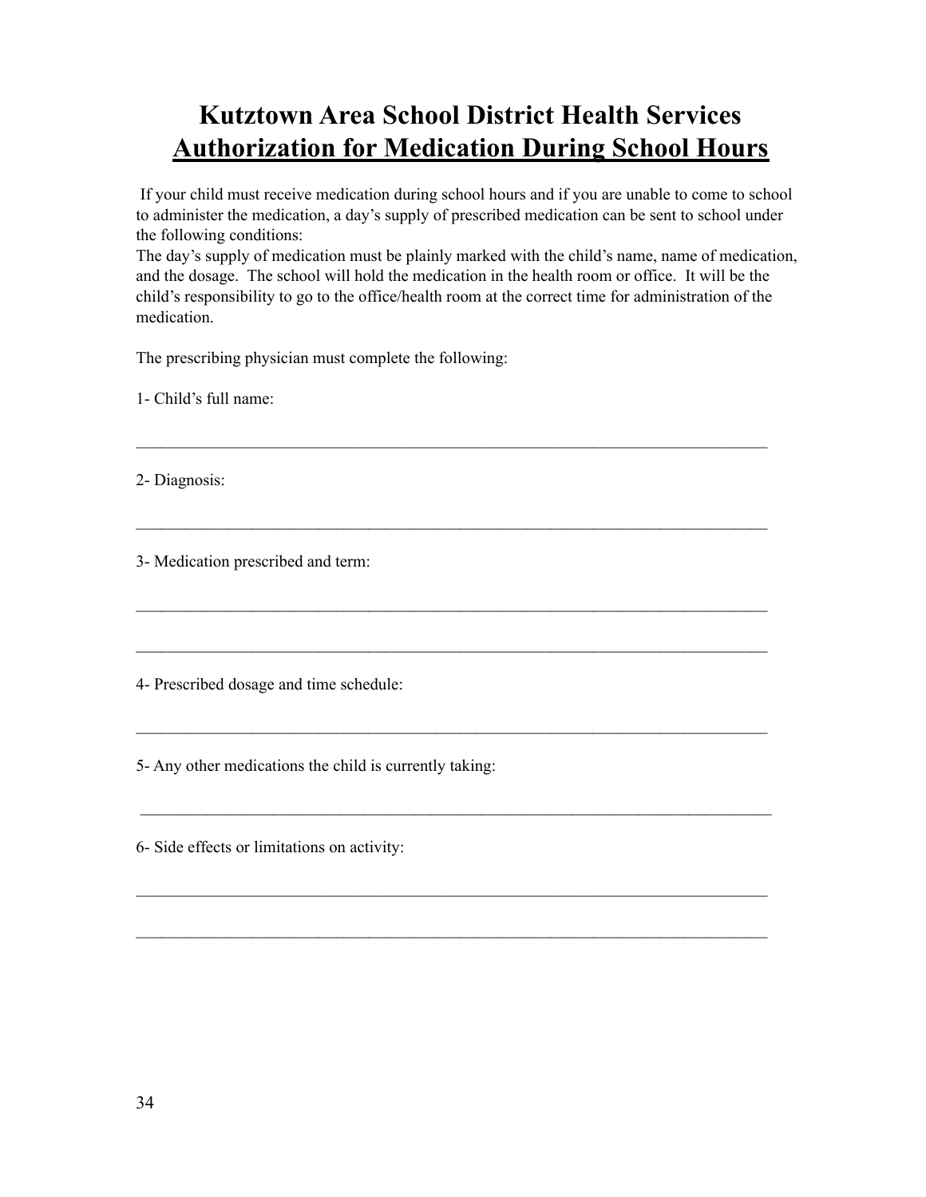# Kutztown Area School District Health Services

## Authorization for Medication During School Hours

If your child must receive medication during school hours and if you are unable to come to school to administer the medication, a day's supply of prescribed medication can be sent to school under the following conditions:

The day's supply of medication must be plainly marked with the child's name, name of medication, and the dosage. The school will hold the medication in the health room or office. It will be the child's responsibility to go to the office/health room at the correct time for administration of the medication.

The prescribing physician must complete the following:

1- Child's full name:

_______________________________________________________________________________

2- Diagnosis:

_______________________________________________________________________________

3- Medication prescribed and term:

_______________________________________________________________________________

_______________________________________________________________________________

4- Prescribed dosage and time schedule:

_______________________________________________________________________________

5- Any other medications the child is currently taking:

_______________________________________________________________________________

6- Side effects or limitations on activity:

_______________________________________________________________________________

_______________________________________________________________________________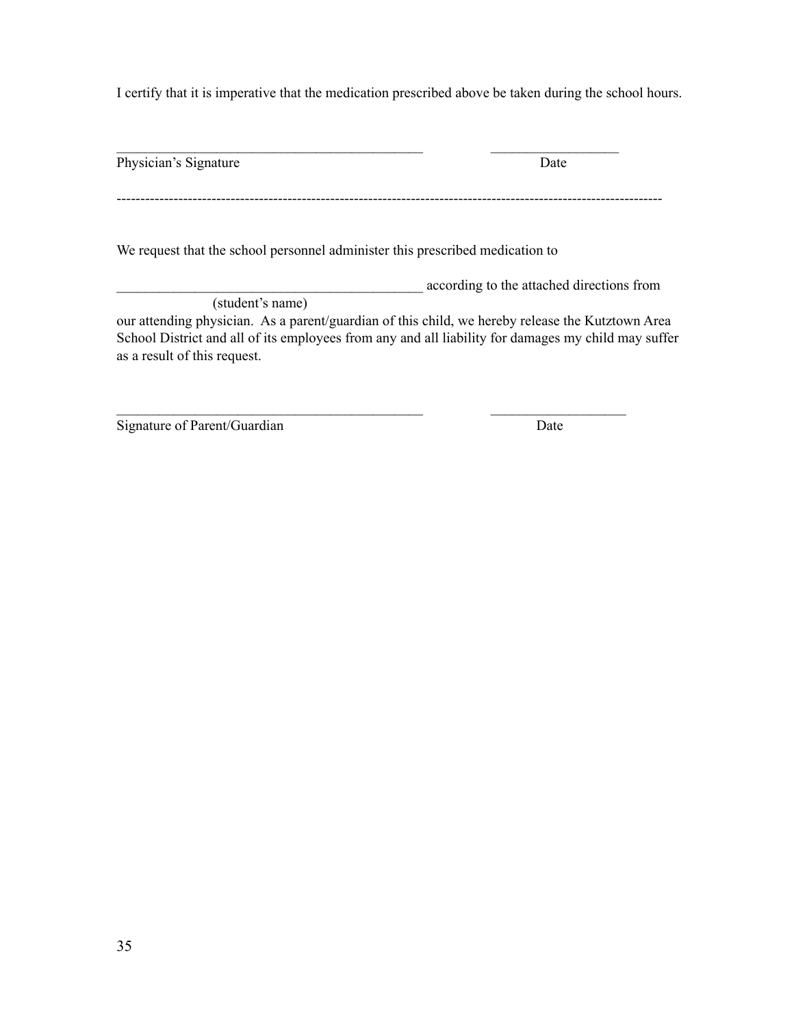I certify that it is imperative that the medication prescribed above be taken during the school hours.

_____________________________________________          __________________
Physician's Signature                                                                Date

----------------------------------------------------------------------------------------------------------------

We request that the school personnel administer this prescribed medication to

____________________________________________ according to the attached directions from
(student's name)
our attending physician. As a parent/guardian of this child, we hereby release the Kutztown Area School District and all of its employees from any and all liability for damages my child may suffer as a result of this request.

_____________________________________________          ___________________
Signature of Parent/Guardian                                                      Date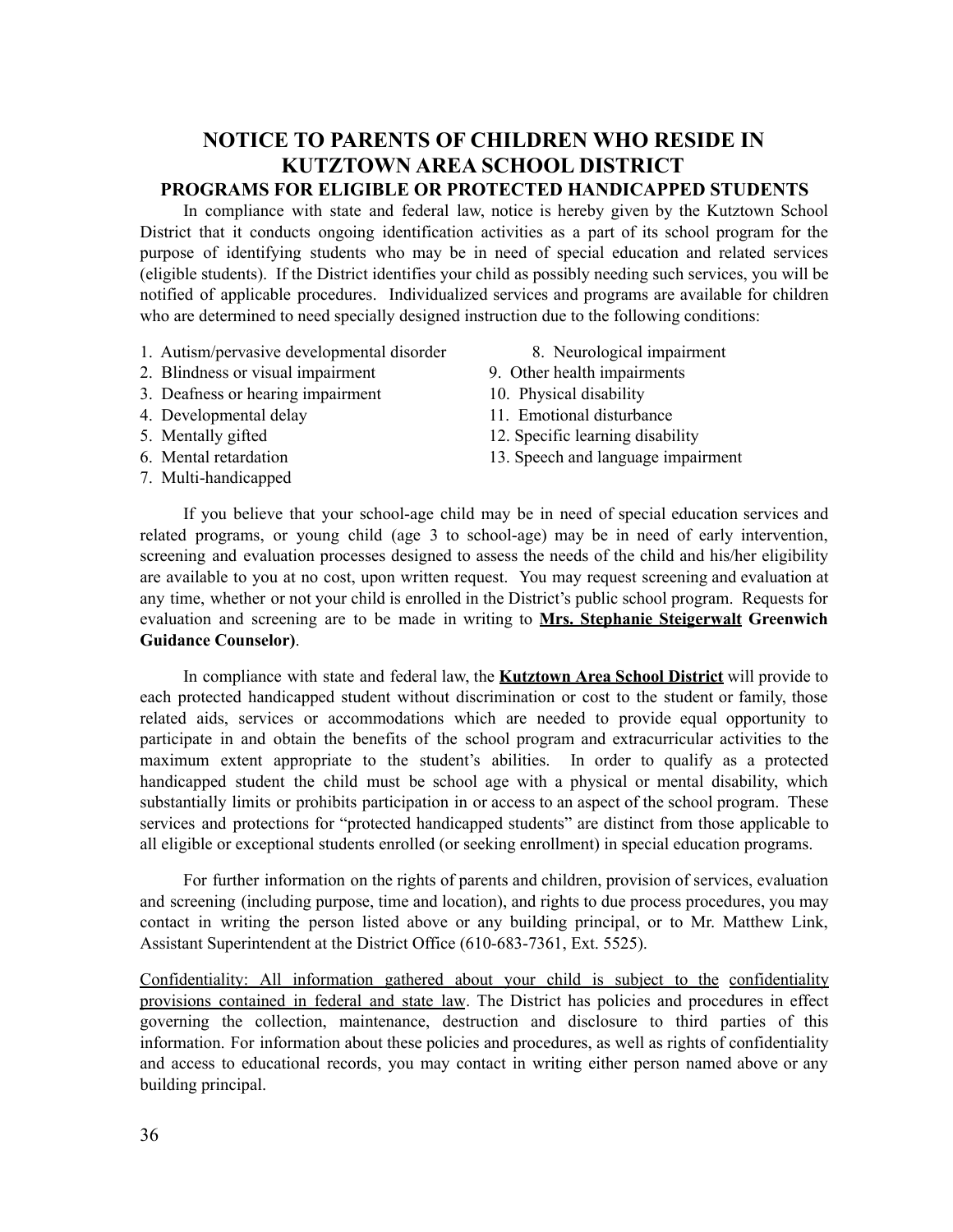# NOTICE TO PARENTS OF CHILDREN WHO RESIDE IN KUTZTOWN AREA SCHOOL DISTRICT

## PROGRAMS FOR ELIGIBLE OR PROTECTED HANDICAPPED STUDENTS

In compliance with state and federal law, notice is hereby given by the Kutztown School District that it conducts ongoing identification activities as a part of its school program for the purpose of identifying students who may be in need of special education and related services (eligible students). If the District identifies your child as possibly needing such services, you will be notified of applicable procedures. Individualized services and programs are available for children who are determined to need specially designed instruction due to the following conditions:

1. Autism/pervasive developmental disorder
2. Blindness or visual impairment
3. Deafness or hearing impairment
4. Developmental delay
5. Mentally gifted
6. Mental retardation
7. Multi-handicapped
8. Neurological impairment
9. Other health impairments
10. Physical disability
11. Emotional disturbance
12. Specific learning disability
13. Speech and language impairment

If you believe that your school-age child may be in need of special education services and related programs, or young child (age 3 to school-age) may be in need of early intervention, screening and evaluation processes designed to assess the needs of the child and his/her eligibility are available to you at no cost, upon written request. You may request screening and evaluation at any time, whether or not your child is enrolled in the District's public school program. Requests for evaluation and screening are to be made in writing to <u>**Mrs. Stephanie Steigerwalt**</u> **Greenwich Guidance Counselor)**.

In compliance with state and federal law, the <u>**Kutztown Area School District**</u> will provide to each protected handicapped student without discrimination or cost to the student or family, those related aids, services or accommodations which are needed to provide equal opportunity to participate in and obtain the benefits of the school program and extracurricular activities to the maximum extent appropriate to the student's abilities. In order to qualify as a protected handicapped student the child must be school age with a physical or mental disability, which substantially limits or prohibits participation in or access to an aspect of the school program. These services and protections for "protected handicapped students" are distinct from those applicable to all eligible or exceptional students enrolled (or seeking enrollment) in special education programs.

For further information on the rights of parents and children, provision of services, evaluation and screening (including purpose, time and location), and rights to due process procedures, you may contact in writing the person listed above or any building principal, or to Mr. Matthew Link, Assistant Superintendent at the District Office (610-683-7361, Ext. 5525).

<u>Confidentiality: All information gathered about your child is subject to the confidentiality provisions contained in federal and state law</u>. The District has policies and procedures in effect governing the collection, maintenance, destruction and disclosure to third parties of this information. For information about these policies and procedures, as well as rights of confidentiality and access to educational records, you may contact in writing either person named above or any building principal.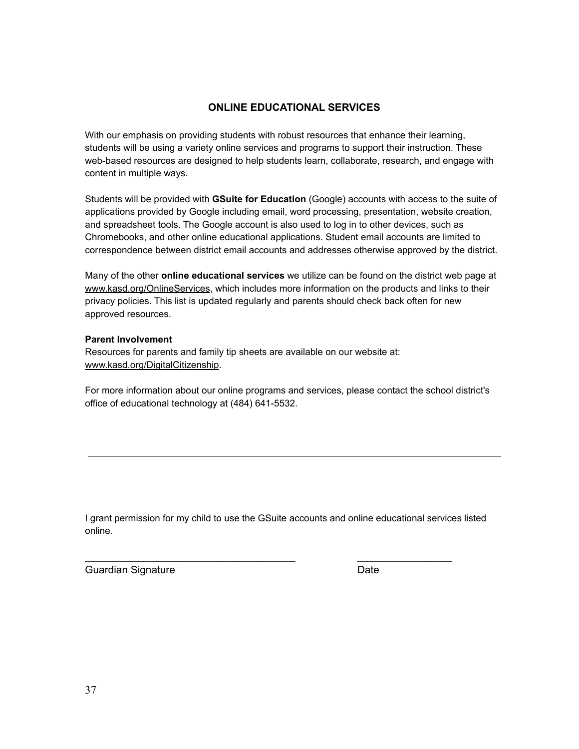## ONLINE EDUCATIONAL SERVICES

With our emphasis on providing students with robust resources that enhance their learning, students will be using a variety online services and programs to support their instruction. These web-based resources are designed to help students learn, collaborate, research, and engage with content in multiple ways.

Students will be provided with **GSuite for Education** (Google) accounts with access to the suite of applications provided by Google including email, word processing, presentation, website creation, and spreadsheet tools. The Google account is also used to log in to other devices, such as Chromebooks, and other online educational applications. Student email accounts are limited to correspondence between district email accounts and addresses otherwise approved by the district.

Many of the other **online educational services** we utilize can be found on the district web page at www.kasd.org/OnlineServices, which includes more information on the products and links to their privacy policies. This list is updated regularly and parents should check back often for new approved resources.

**Parent Involvement**
Resources for parents and family tip sheets are available on our website at: www.kasd.org/DigitalCitizenship.

For more information about our online programs and services, please contact the school district's office of educational technology at (484) 641-5532.

---

I grant permission for my child to use the GSuite accounts and online educational services listed online.

_______________________________________ _________________
Guardian Signature Date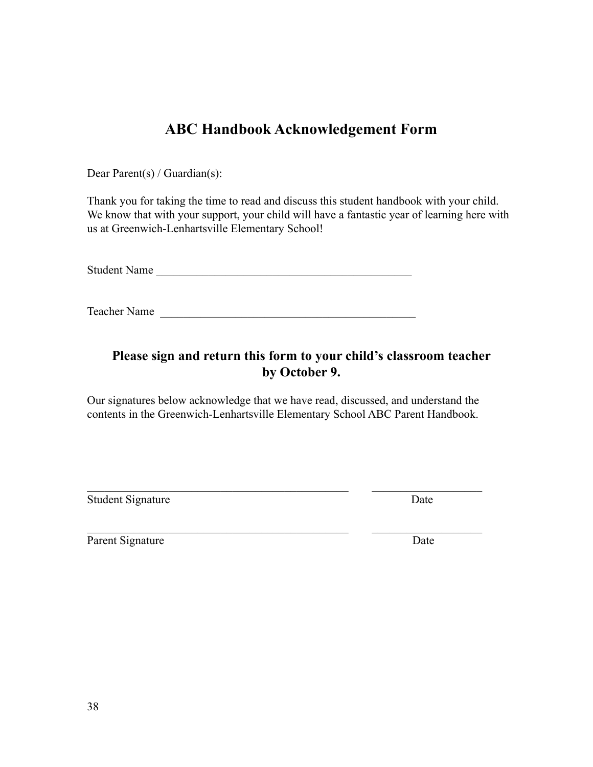# ABC Handbook Acknowledgement Form

Dear Parent(s) / Guardian(s):

Thank you for taking the time to read and discuss this student handbook with your child. We know that with your support, your child will have a fantastic year of learning here with us at Greenwich-Lenhartsville Elementary School!

Student Name _____________________________________________

Teacher Name _____________________________________________

**Please sign and return this form to your child's classroom teacher by October 9.**

Our signatures below acknowledge that we have read, discussed, and understand the contents in the Greenwich-Lenhartsville Elementary School ABC Parent Handbook.

_____________________________________________ ____________________

Student Signature Date

_____________________________________________ ____________________

Parent Signature Date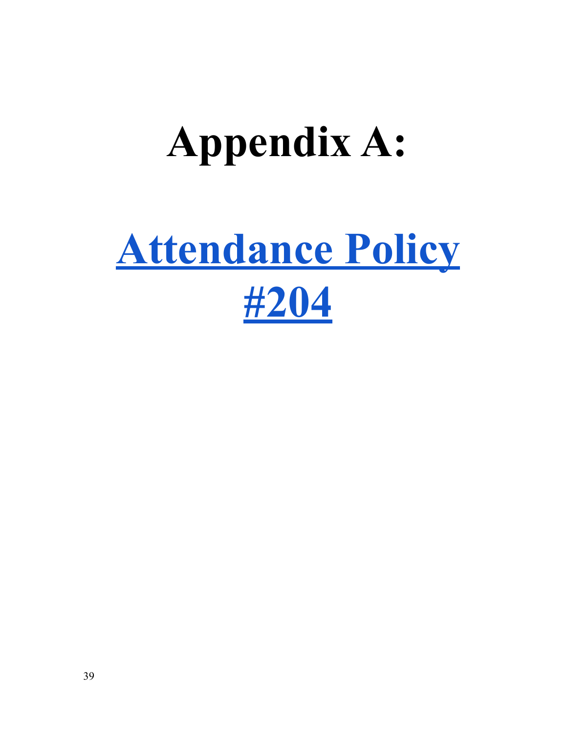# Appendix A:

# [Attendance Policy #204]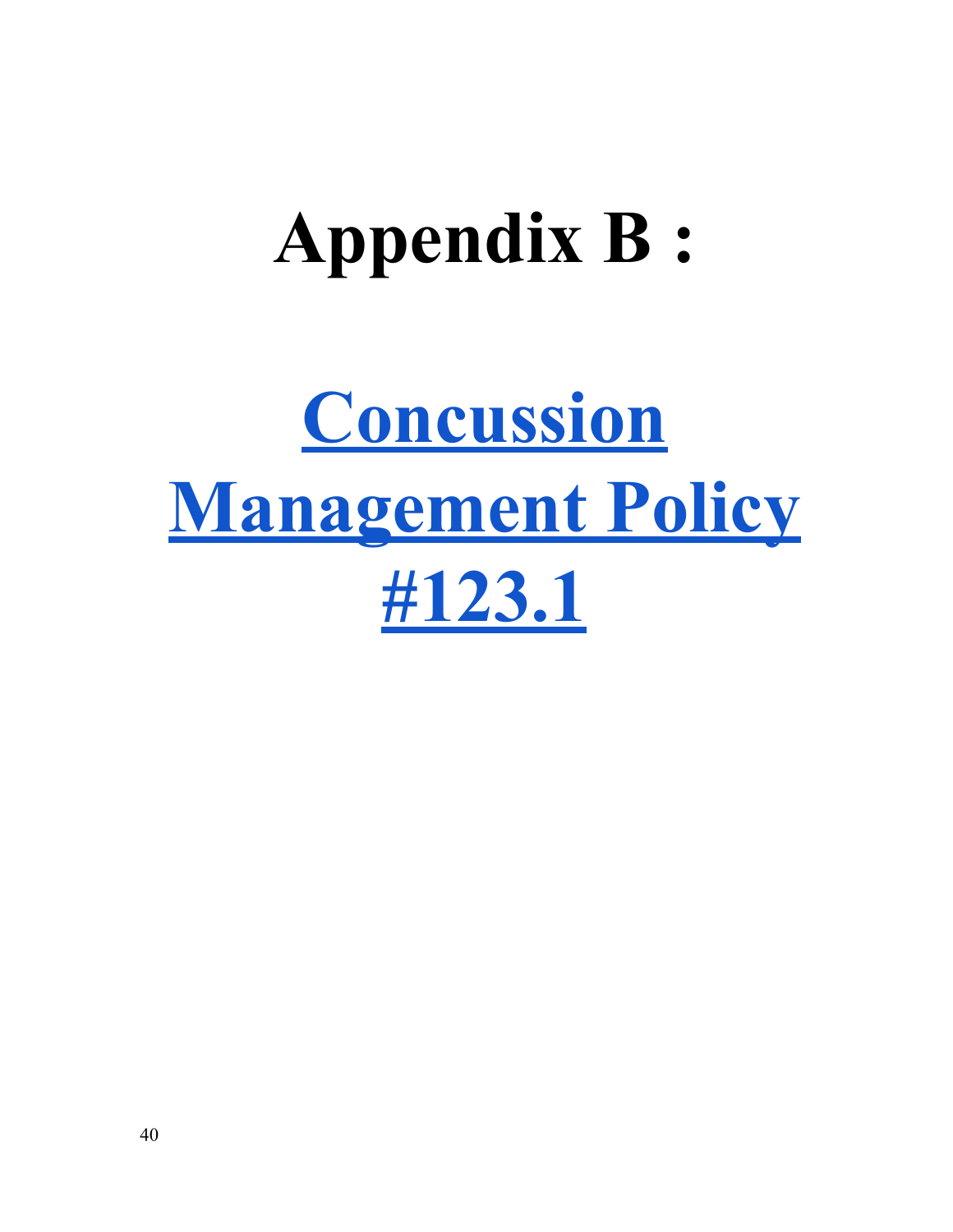# Appendix B :

# Concussion Management Policy #123.1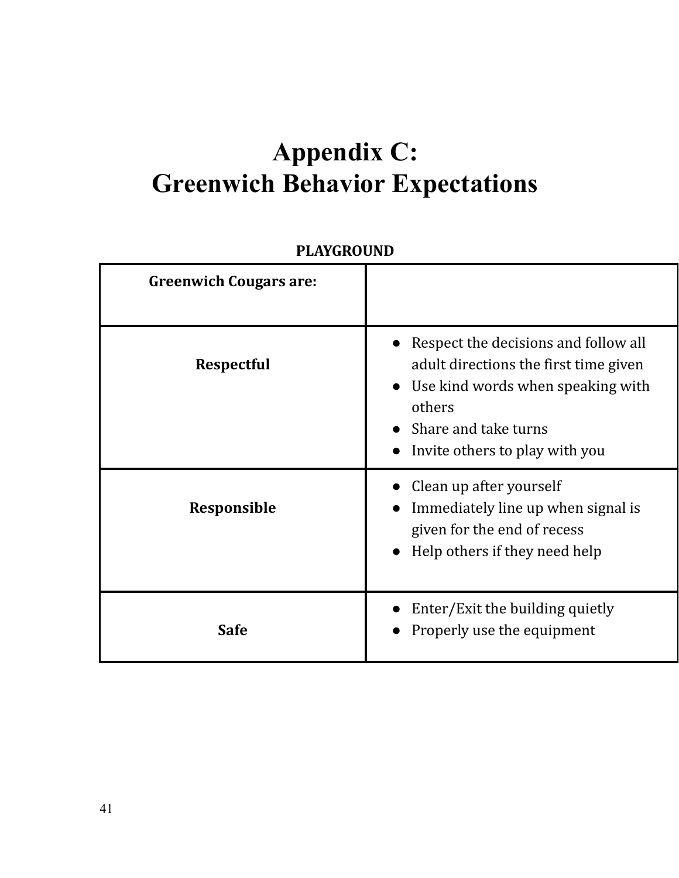# Appendix C: Greenwich Behavior Expectations

**PLAYGROUND**

| Greenwich Cougars are: | |
|---|---|
| **Respectful** | • Respect the decisions and follow all adult directions the first time given<br>• Use kind words when speaking with others<br>• Share and take turns<br>• Invite others to play with you |
| **Responsible** | • Clean up after yourself<br>• Immediately line up when signal is given for the end of recess<br>• Help others if they need help |
| **Safe** | • Enter/Exit the building quietly<br>• Properly use the equipment |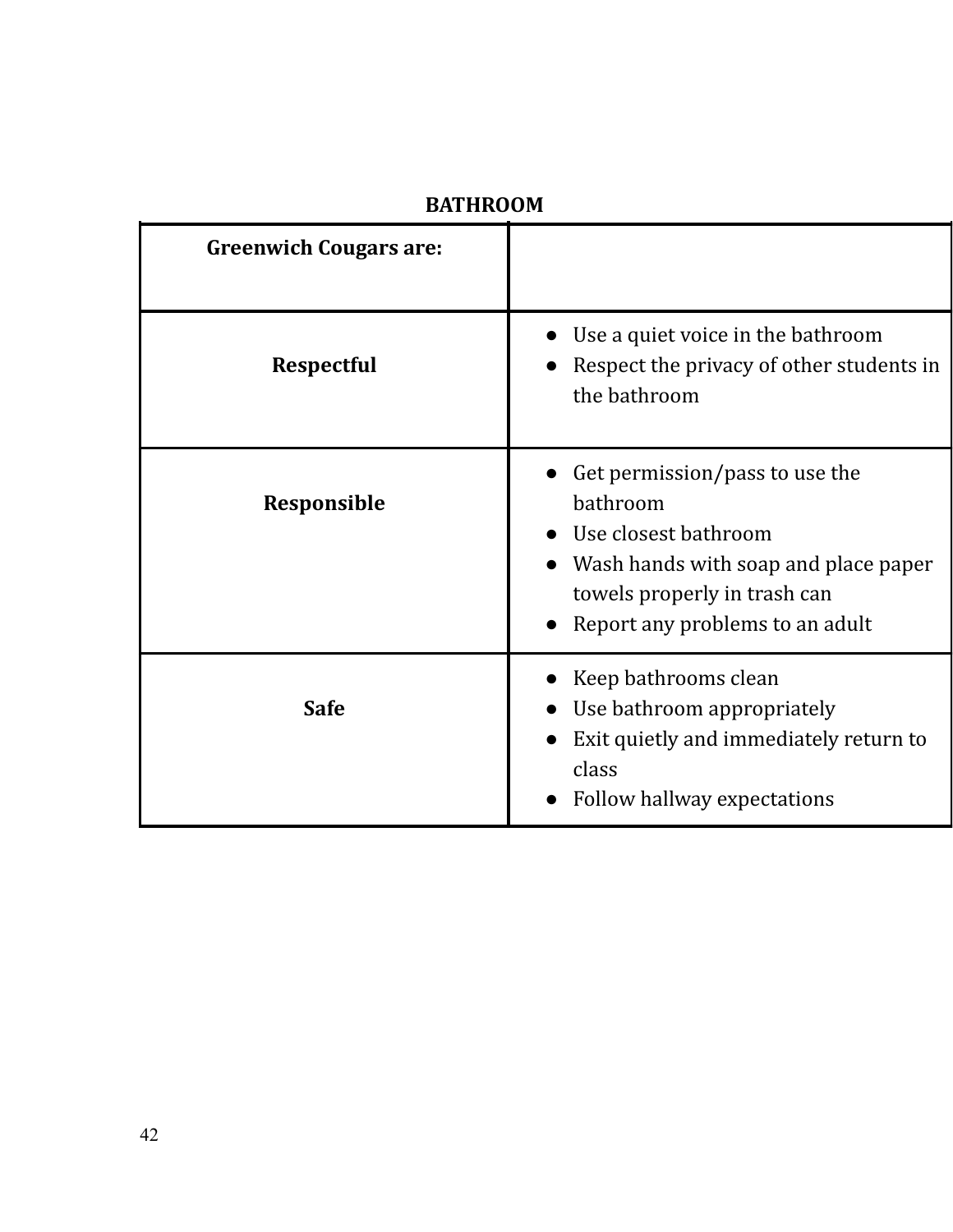**BATHROOM**

| Greenwich Cougars are: | |
|---|---|
| **Respectful** | • Use a quiet voice in the bathroom<br>• Respect the privacy of other students in the bathroom |
| **Responsible** | • Get permission/pass to use the bathroom<br>• Use closest bathroom<br>• Wash hands with soap and place paper towels properly in trash can<br>• Report any problems to an adult |
| **Safe** | • Keep bathrooms clean<br>• Use bathroom appropriately<br>• Exit quietly and immediately return to class<br>• Follow hallway expectations |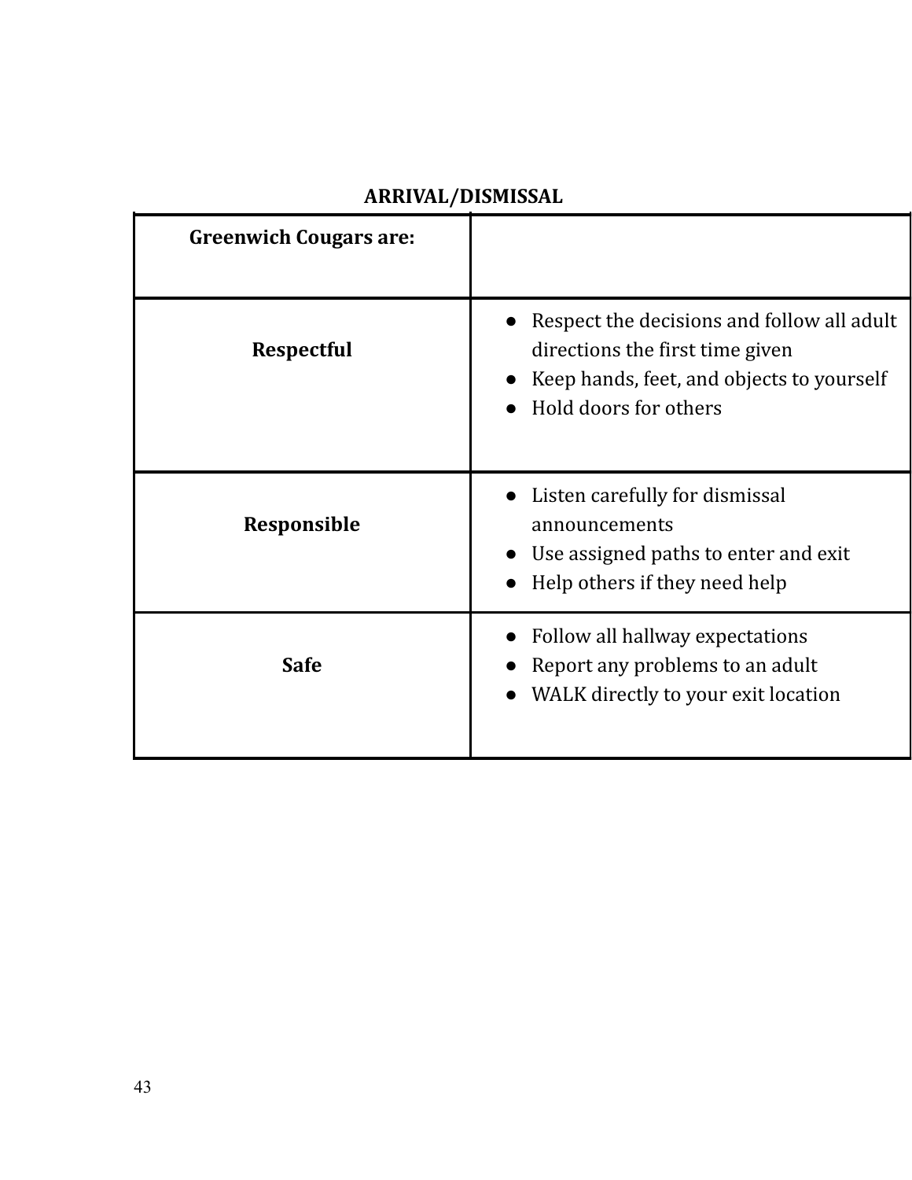**ARRIVAL/DISMISSAL**

| Greenwich Cougars are: | |
|---|---|
| **Respectful** | ● Respect the decisions and follow all adult directions the first time given<br>● Keep hands, feet, and objects to yourself<br>● Hold doors for others |
| **Responsible** | ● Listen carefully for dismissal announcements<br>● Use assigned paths to enter and exit<br>● Help others if they need help |
| **Safe** | ● Follow all hallway expectations<br>● Report any problems to an adult<br>● WALK directly to your exit location |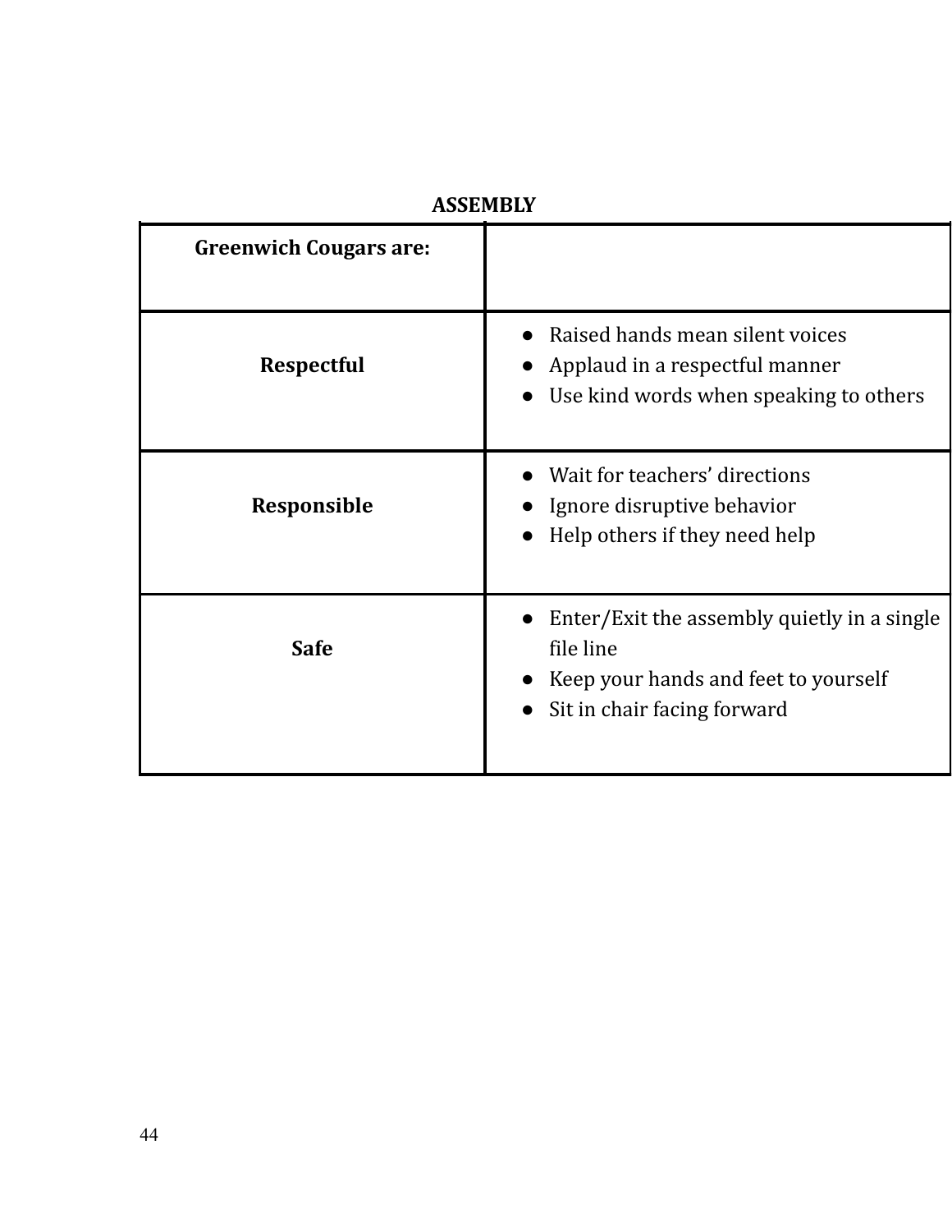**ASSEMBLY**

| Greenwich Cougars are: | |
|---|---|
| **Respectful** | ● Raised hands mean silent voices<br>● Applaud in a respectful manner<br>● Use kind words when speaking to others |
| **Responsible** | ● Wait for teachers' directions<br>● Ignore disruptive behavior<br>● Help others if they need help |
| **Safe** | ● Enter/Exit the assembly quietly in a single file line<br>● Keep your hands and feet to yourself<br>● Sit in chair facing forward |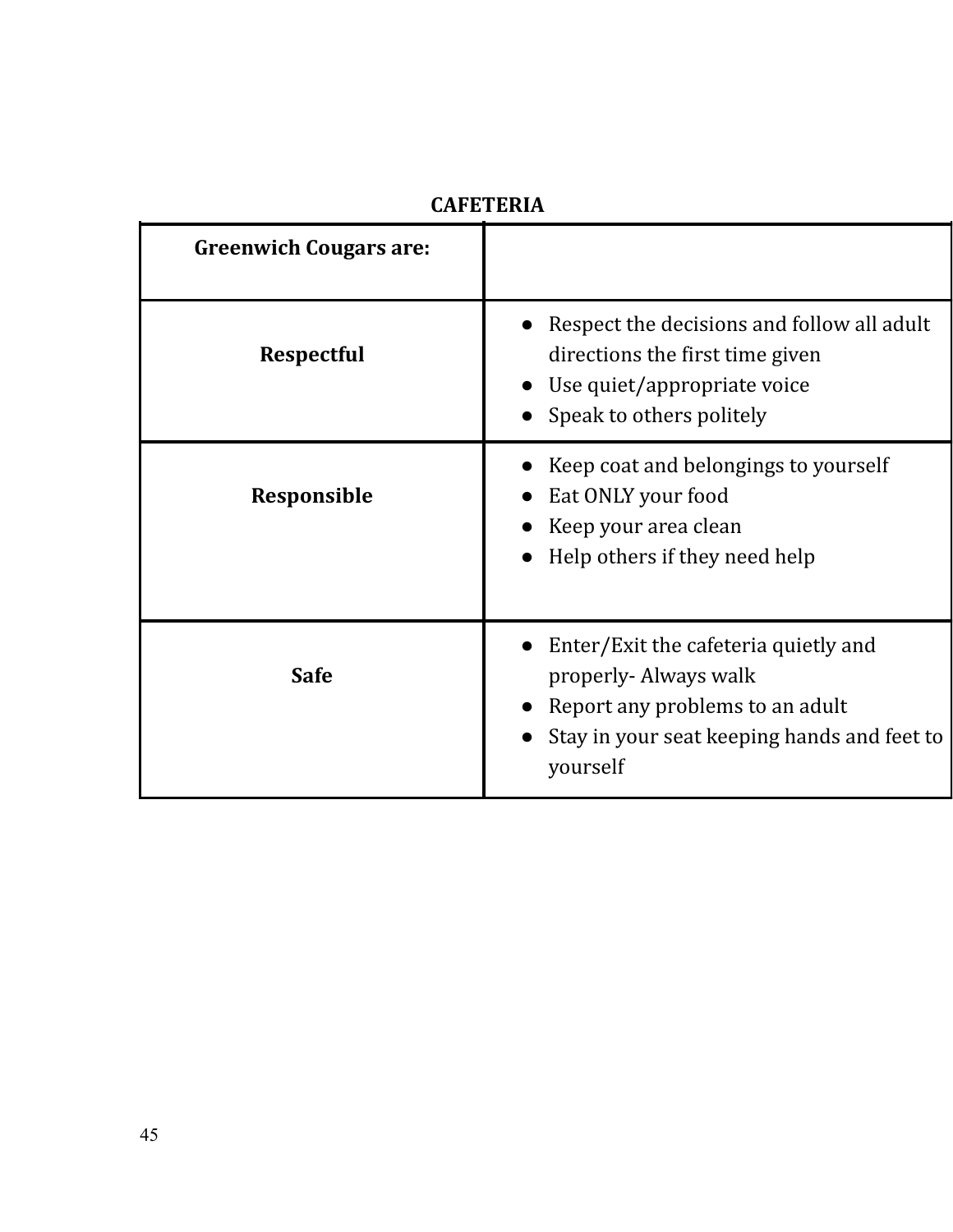**CAFETERIA**

| Greenwich Cougars are: | |
|---|---|
| **Respectful** | • Respect the decisions and follow all adult directions the first time given<br>• Use quiet/appropriate voice<br>• Speak to others politely |
| **Responsible** | • Keep coat and belongings to yourself<br>• Eat ONLY your food<br>• Keep your area clean<br>• Help others if they need help |
| **Safe** | • Enter/Exit the cafeteria quietly and properly- Always walk<br>• Report any problems to an adult<br>• Stay in your seat keeping hands and feet to yourself |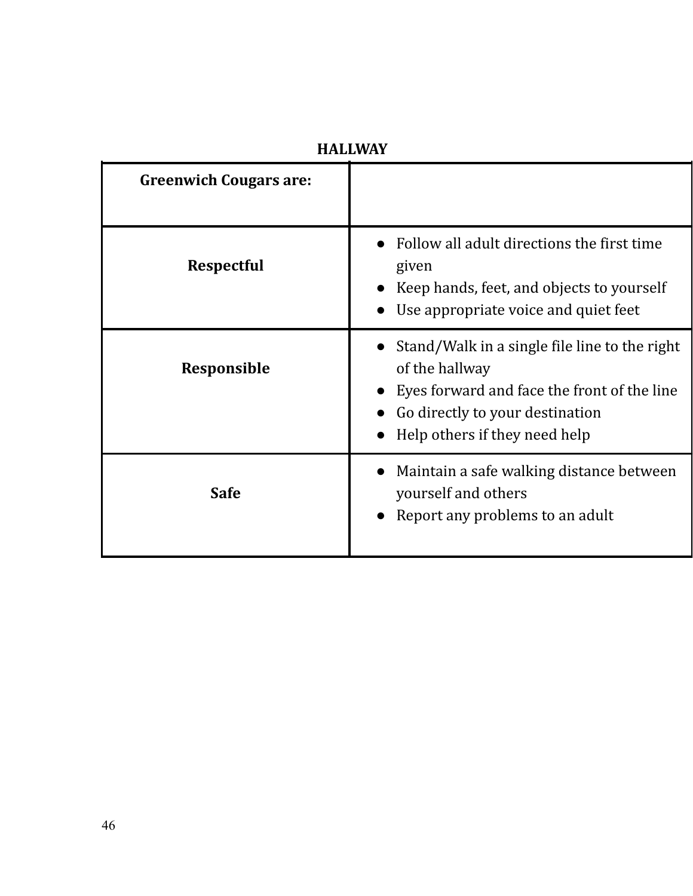**HALLWAY**

| Greenwich Cougars are: | |
|---|---|
| **Respectful** | • Follow all adult directions the first time given<br>• Keep hands, feet, and objects to yourself<br>• Use appropriate voice and quiet feet |
| **Responsible** | • Stand/Walk in a single file line to the right of the hallway<br>• Eyes forward and face the front of the line<br>• Go directly to your destination<br>• Help others if they need help |
| **Safe** | • Maintain a safe walking distance between yourself and others<br>• Report any problems to an adult |